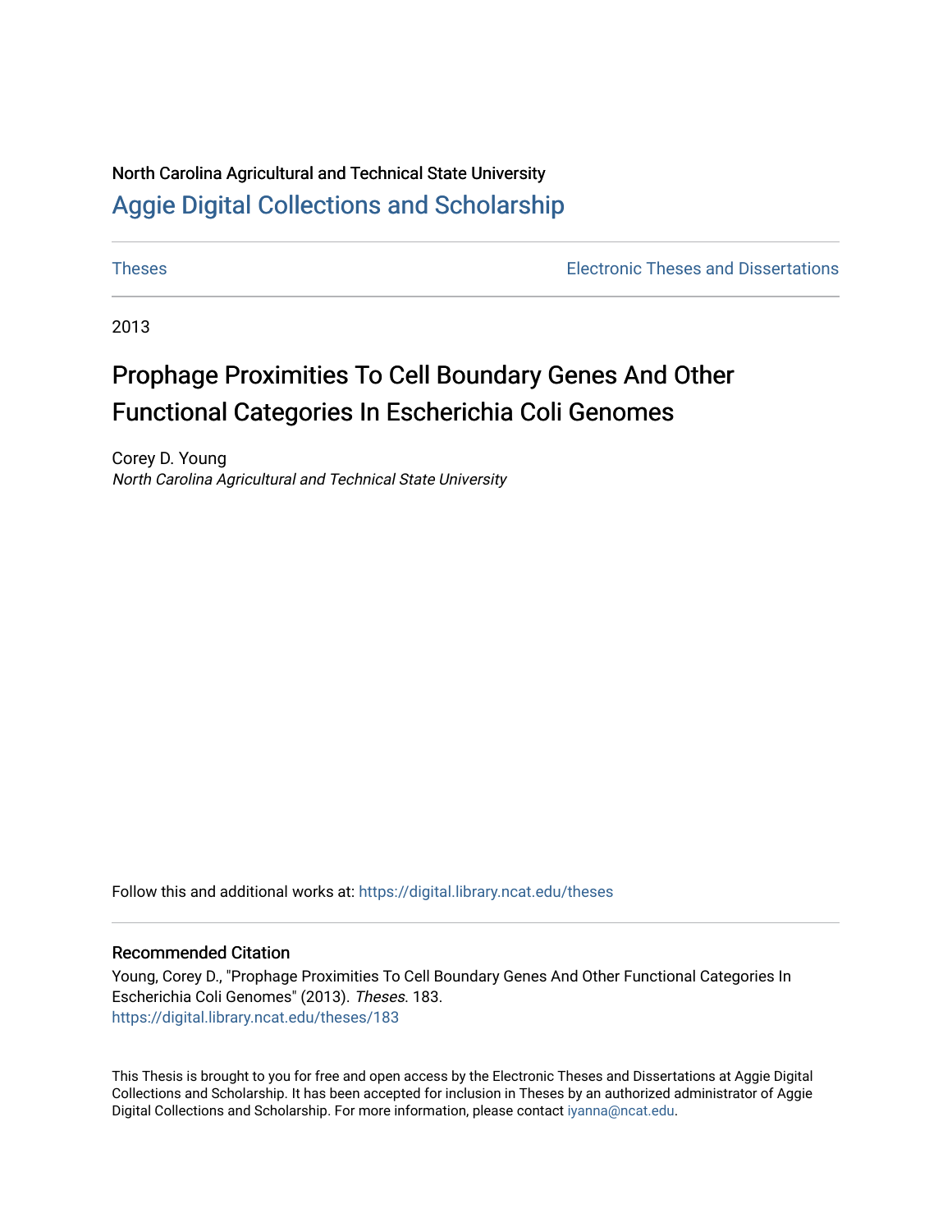North Carolina Agricultural and Technical State University

# Aggie Digital Collections and Scholarship

Theses | Electronic Theses and Dissertations

2013

# Prophage Proximities To Cell Boundary Genes And Other Functional Categories In Escherichia Coli Genomes

Corey D. Young
*North Carolina Agricultural and Technical State University*

Follow this and additional works at: https://digital.library.ncat.edu/theses

## Recommended Citation

Young, Corey D., "Prophage Proximities To Cell Boundary Genes And Other Functional Categories In Escherichia Coli Genomes" (2013). *Theses*. 183.
https://digital.library.ncat.edu/theses/183

This Thesis is brought to you for free and open access by the Electronic Theses and Dissertations at Aggie Digital Collections and Scholarship. It has been accepted for inclusion in Theses by an authorized administrator of Aggie Digital Collections and Scholarship. For more information, please contact iyanna@ncat.edu.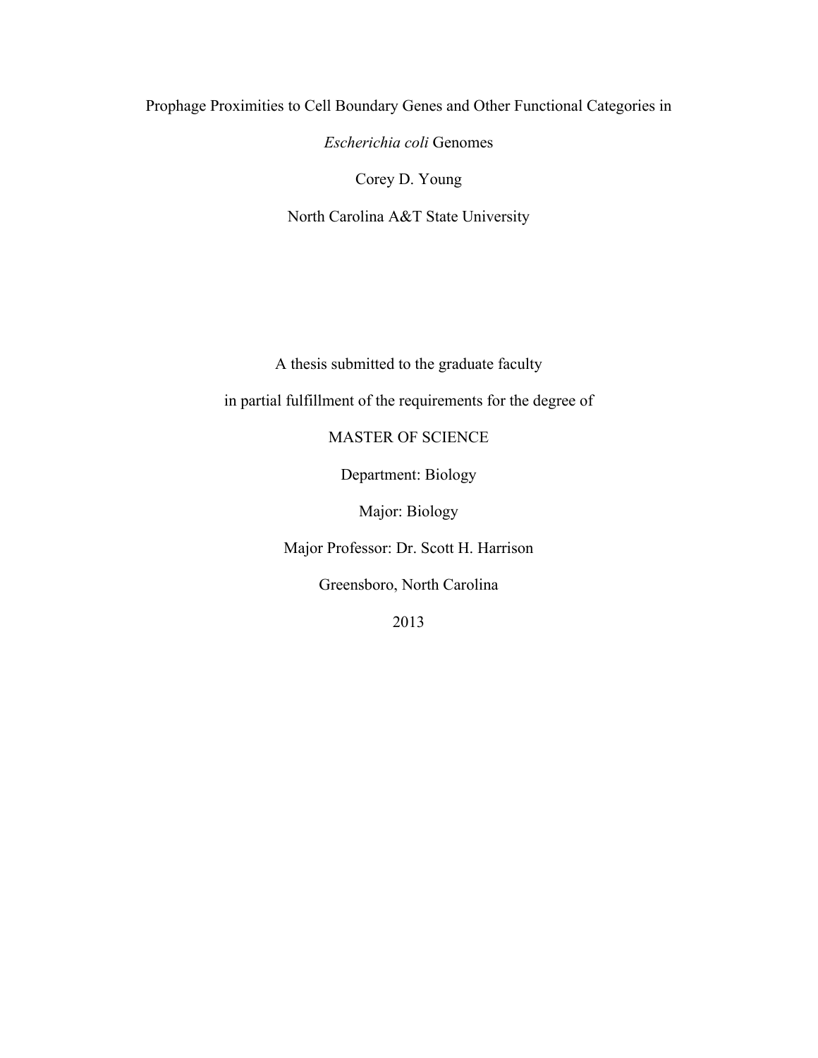Prophage Proximities to Cell Boundary Genes and Other Functional Categories in

*Escherichia coli* Genomes

Corey D. Young

North Carolina A&T State University

A thesis submitted to the graduate faculty

in partial fulfillment of the requirements for the degree of

MASTER OF SCIENCE

Department: Biology

Major: Biology

Major Professor: Dr. Scott H. Harrison

Greensboro, North Carolina

2013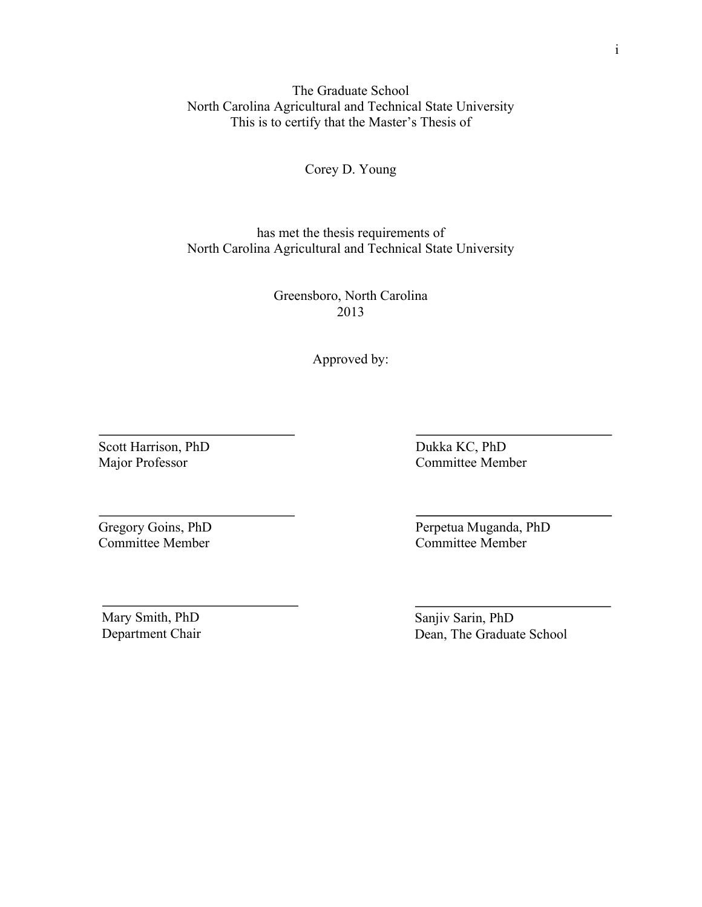The Graduate School
North Carolina Agricultural and Technical State University
This is to certify that the Master's Thesis of

Corey D. Young

has met the thesis requirements of
North Carolina Agricultural and Technical State University

Greensboro, North Carolina
2013

Approved by:

Scott Harrison, PhD
Major Professor

Dukka KC, PhD
Committee Member

Gregory Goins, PhD
Committee Member

Perpetua Muganda, PhD
Committee Member

Mary Smith, PhD
Department Chair

Sanjiv Sarin, PhD
Dean, The Graduate School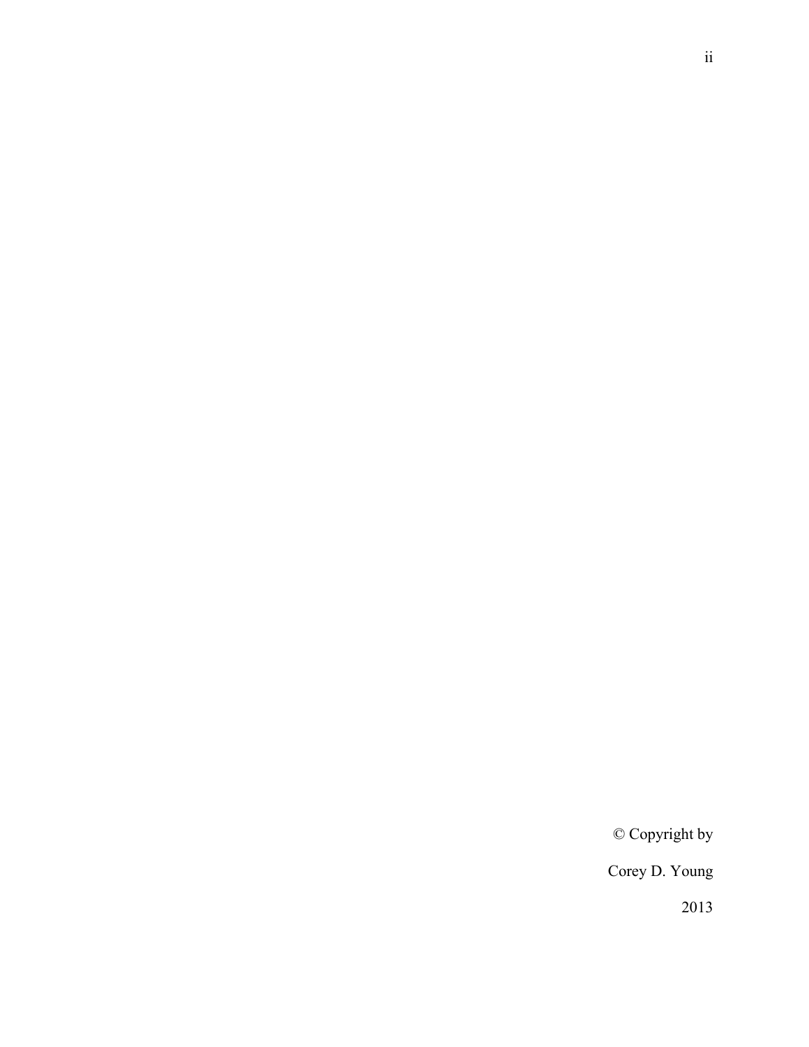© Copyright by

Corey D. Young

2013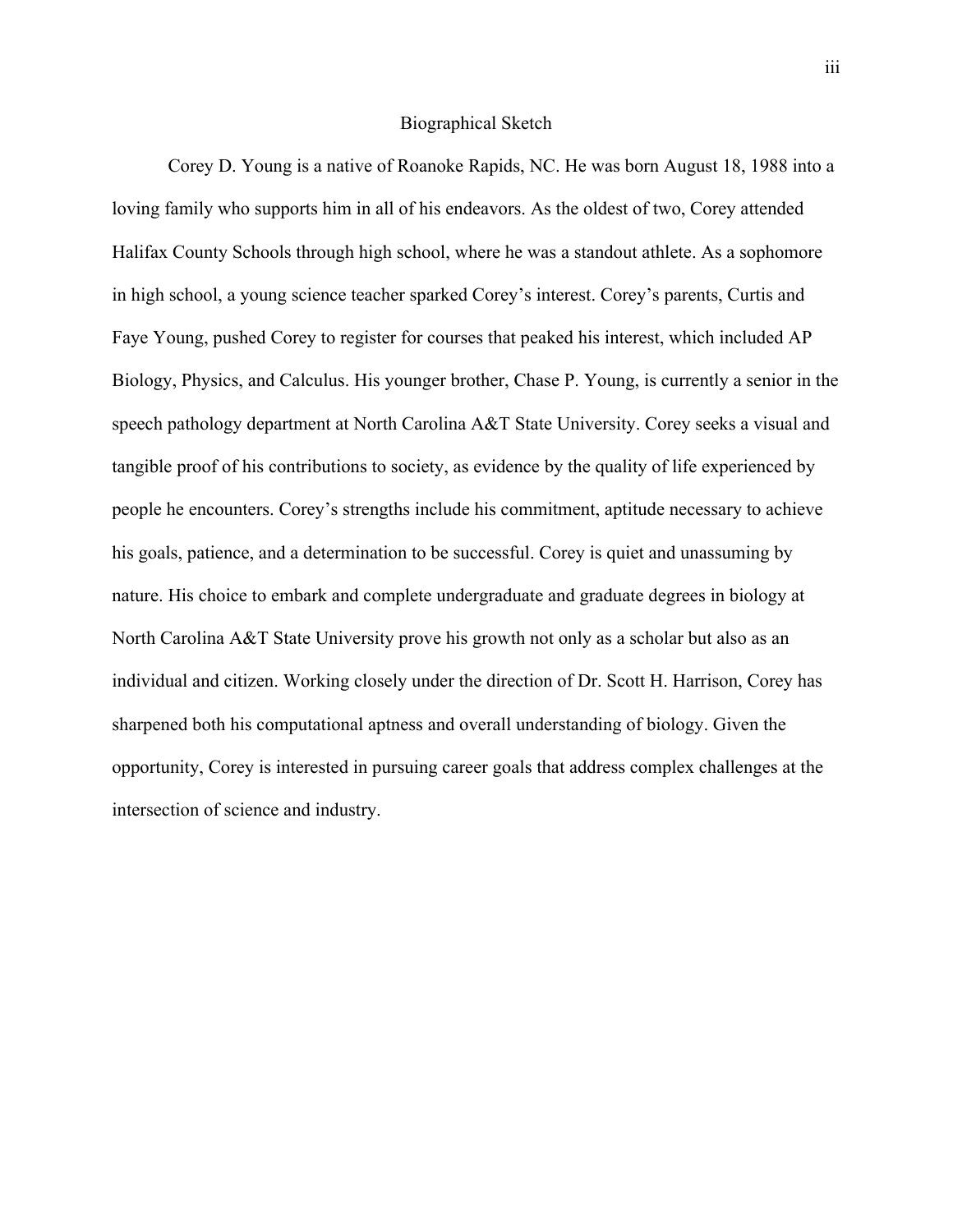## Biographical Sketch

Corey D. Young is a native of Roanoke Rapids, NC. He was born August 18, 1988 into a loving family who supports him in all of his endeavors. As the oldest of two, Corey attended Halifax County Schools through high school, where he was a standout athlete. As a sophomore in high school, a young science teacher sparked Corey's interest. Corey's parents, Curtis and Faye Young, pushed Corey to register for courses that peaked his interest, which included AP Biology, Physics, and Calculus. His younger brother, Chase P. Young, is currently a senior in the speech pathology department at North Carolina A&T State University. Corey seeks a visual and tangible proof of his contributions to society, as evidence by the quality of life experienced by people he encounters. Corey's strengths include his commitment, aptitude necessary to achieve his goals, patience, and a determination to be successful. Corey is quiet and unassuming by nature. His choice to embark and complete undergraduate and graduate degrees in biology at North Carolina A&T State University prove his growth not only as a scholar but also as an individual and citizen. Working closely under the direction of Dr. Scott H. Harrison, Corey has sharpened both his computational aptness and overall understanding of biology. Given the opportunity, Corey is interested in pursuing career goals that address complex challenges at the intersection of science and industry.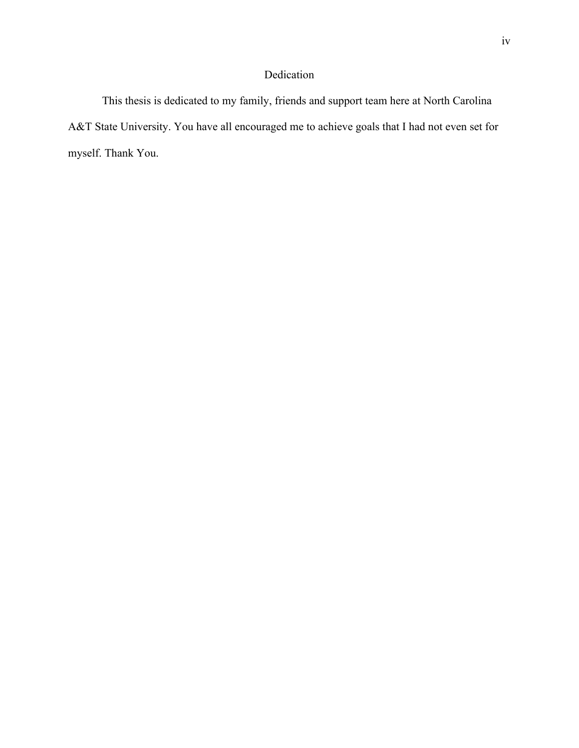# Dedication

This thesis is dedicated to my family, friends and support team here at North Carolina A&T State University. You have all encouraged me to achieve goals that I had not even set for myself. Thank You.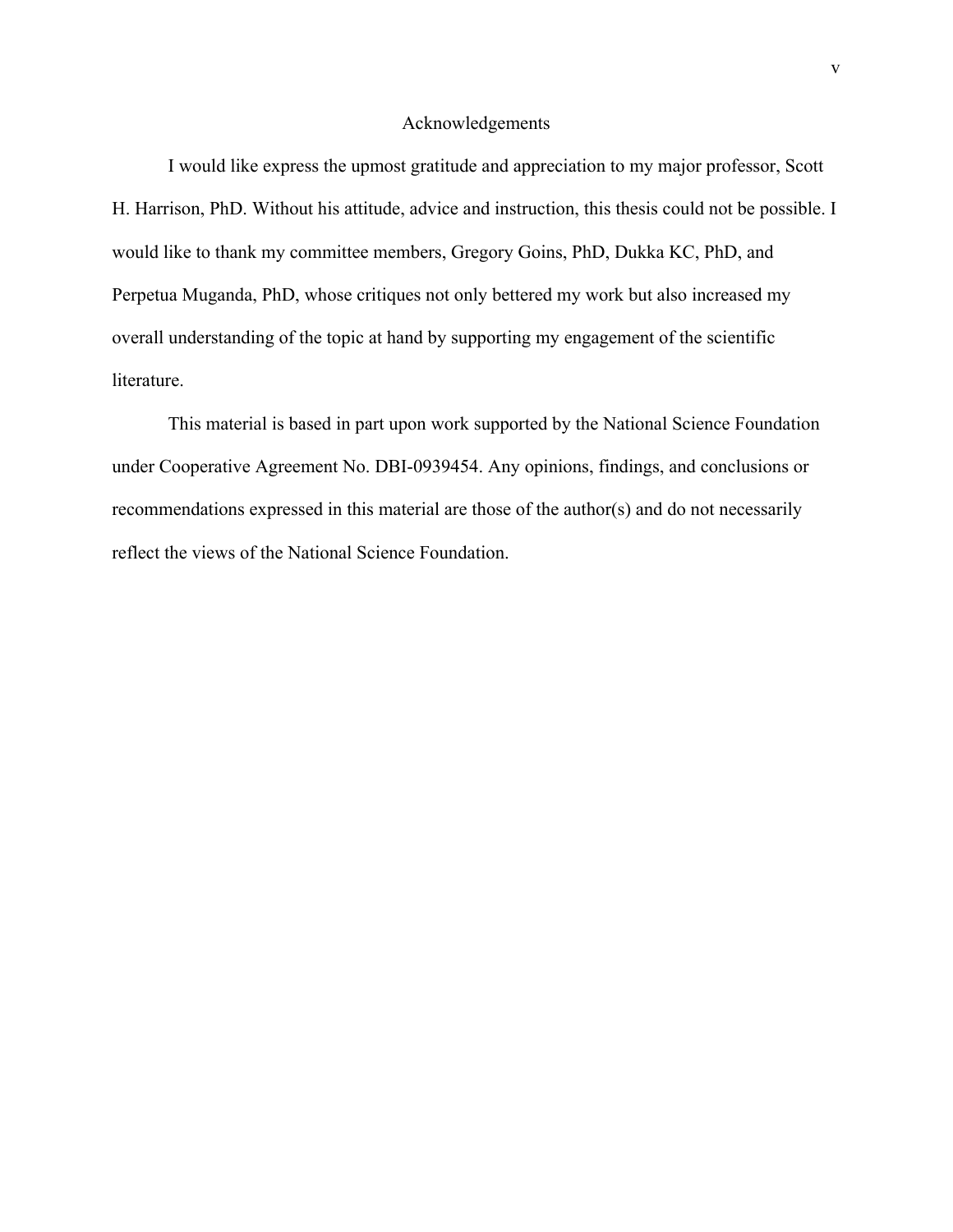# Acknowledgements

I would like express the upmost gratitude and appreciation to my major professor, Scott H. Harrison, PhD. Without his attitude, advice and instruction, this thesis could not be possible. I would like to thank my committee members, Gregory Goins, PhD, Dukka KC, PhD, and Perpetua Muganda, PhD, whose critiques not only bettered my work but also increased my overall understanding of the topic at hand by supporting my engagement of the scientific literature.

This material is based in part upon work supported by the National Science Foundation under Cooperative Agreement No. DBI-0939454. Any opinions, findings, and conclusions or recommendations expressed in this material are those of the author(s) and do not necessarily reflect the views of the National Science Foundation.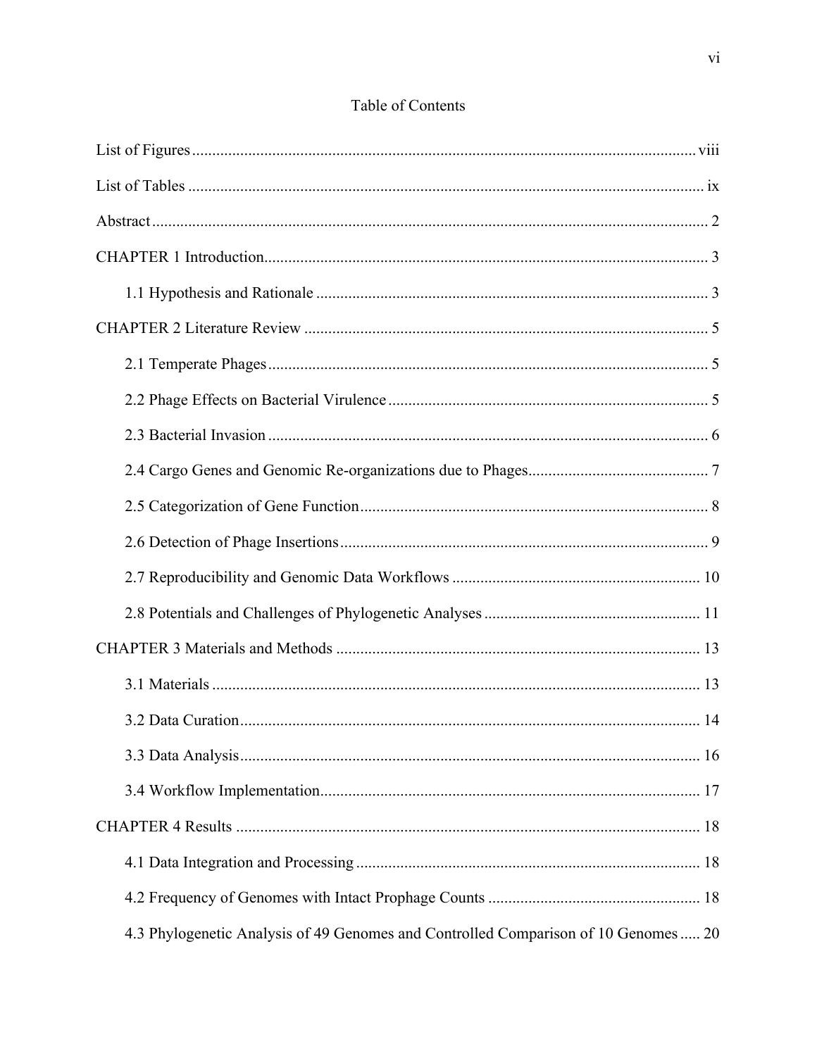# Table of Contents

List of Figures ..... viii

List of Tables ..... ix

Abstract ..... 2

CHAPTER 1 Introduction ..... 3

- 1.1 Hypothesis and Rationale ..... 3

CHAPTER 2 Literature Review ..... 5

- 2.1 Temperate Phages ..... 5
- 2.2 Phage Effects on Bacterial Virulence ..... 5
- 2.3 Bacterial Invasion ..... 6
- 2.4 Cargo Genes and Genomic Re-organizations due to Phages ..... 7
- 2.5 Categorization of Gene Function ..... 8
- 2.6 Detection of Phage Insertions ..... 9
- 2.7 Reproducibility and Genomic Data Workflows ..... 10
- 2.8 Potentials and Challenges of Phylogenetic Analyses ..... 11

CHAPTER 3 Materials and Methods ..... 13

- 3.1 Materials ..... 13
- 3.2 Data Curation ..... 14
- 3.3 Data Analysis ..... 16
- 3.4 Workflow Implementation ..... 17

CHAPTER 4 Results ..... 18

- 4.1 Data Integration and Processing ..... 18
- 4.2 Frequency of Genomes with Intact Prophage Counts ..... 18
- 4.3 Phylogenetic Analysis of 49 Genomes and Controlled Comparison of 10 Genomes ..... 20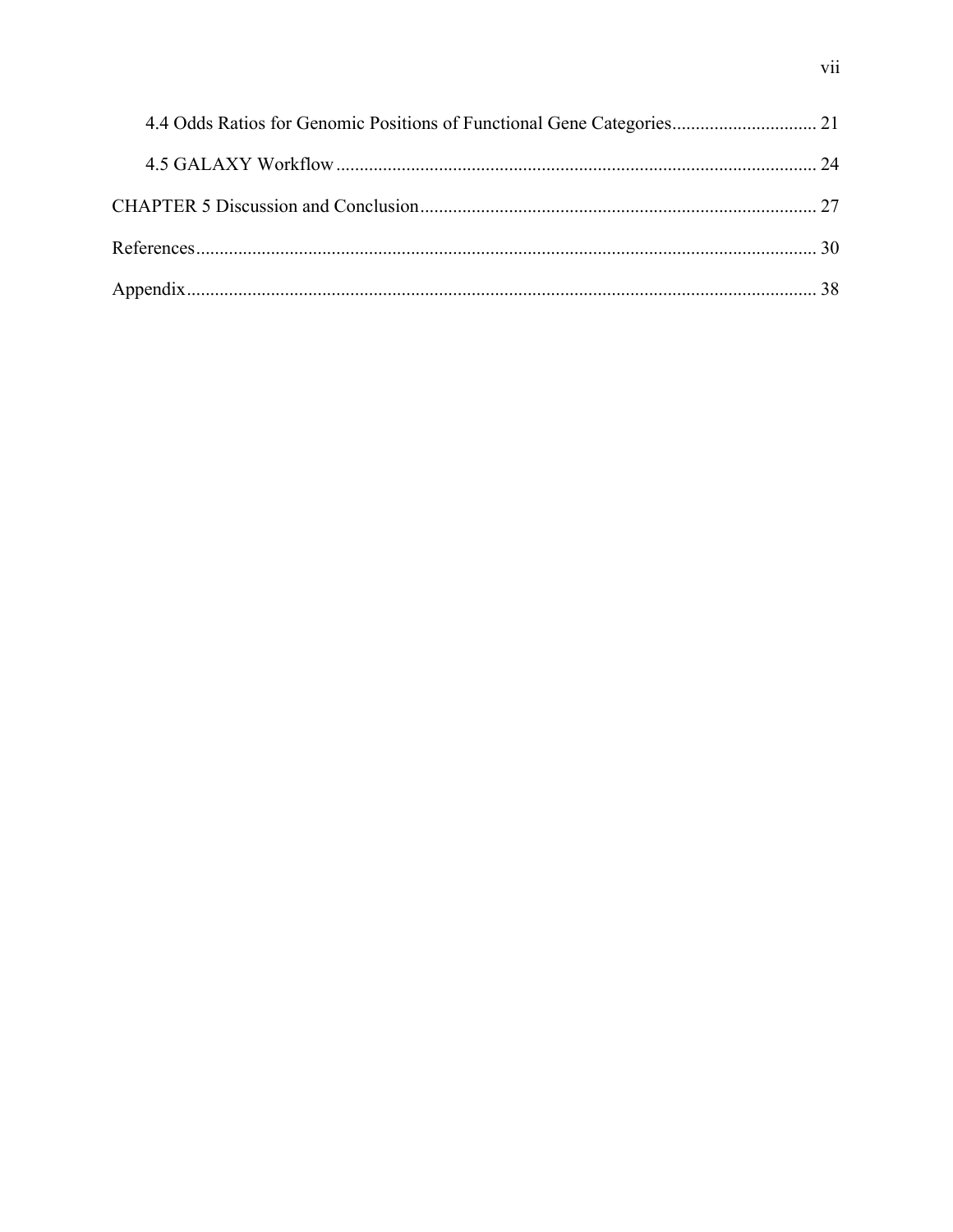4.4 Odds Ratios for Genomic Positions of Functional Gene Categories ............................... 21

4.5 GALAXY Workflow ...................................................................................................... 24

CHAPTER 5 Discussion and Conclusion ..................................................................................... 27

References ..................................................................................................................................... 30

Appendix ....................................................................................................................................... 38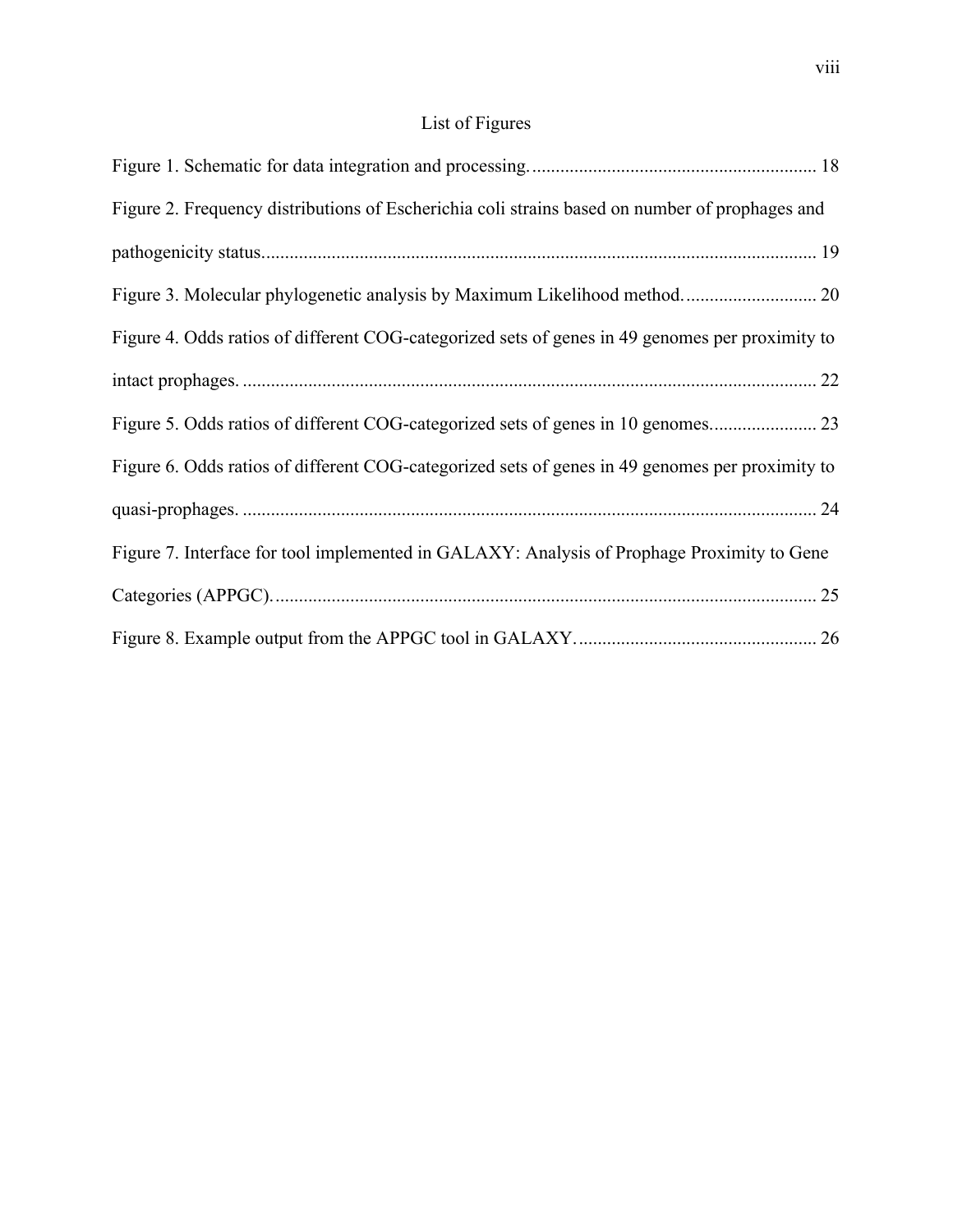# List of Figures

Figure 1. Schematic for data integration and processing. ........................................................... 18

Figure 2. Frequency distributions of Escherichia coli strains based on number of prophages and pathogenicity status. ....................................................................................................... 19

Figure 3. Molecular phylogenetic analysis by Maximum Likelihood method. ........................... 20

Figure 4. Odds ratios of different COG-categorized sets of genes in 49 genomes per proximity to intact prophages. ........................................................................................................... 22

Figure 5. Odds ratios of different COG-categorized sets of genes in 10 genomes. ...................... 23

Figure 6. Odds ratios of different COG-categorized sets of genes in 49 genomes per proximity to quasi-prophages. ........................................................................................................... 24

Figure 7. Interface for tool implemented in GALAXY: Analysis of Prophage Proximity to Gene Categories (APPGC). ..................................................................................................... 25

Figure 8. Example output from the APPGC tool in GALAXY. ................................................. 26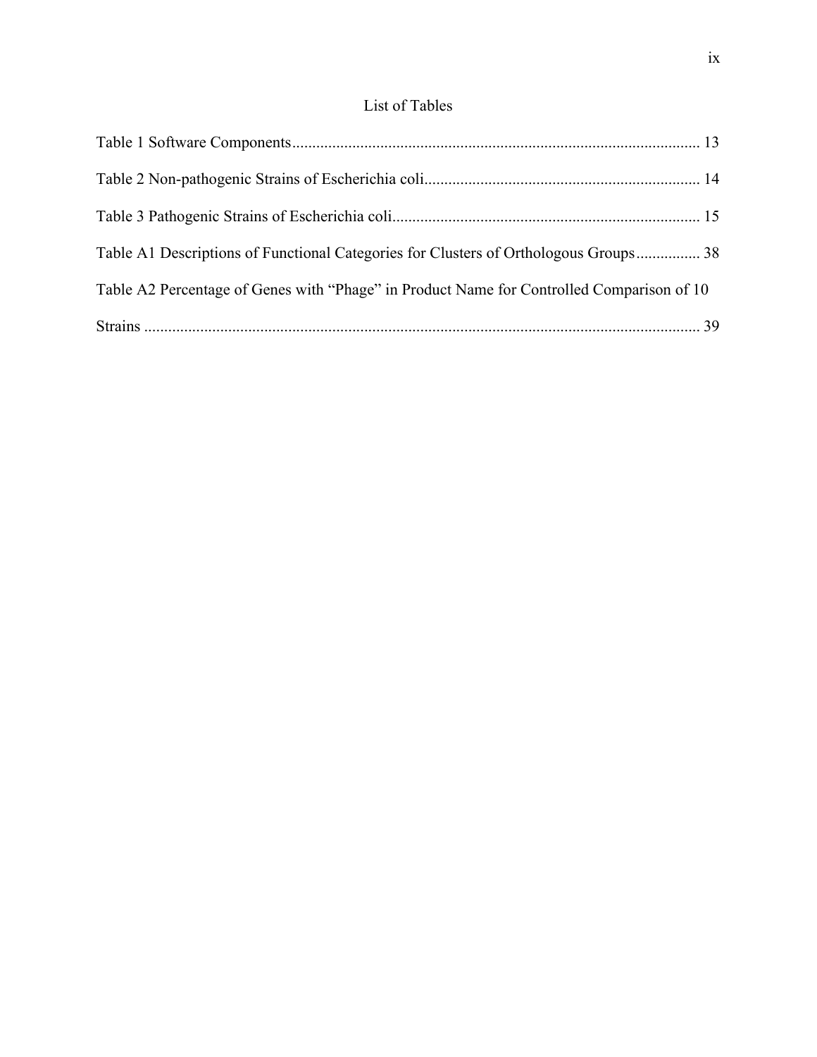# List of Tables

Table 1 Software Components ..... 13

Table 2 Non-pathogenic Strains of Escherichia coli ..... 14

Table 3 Pathogenic Strains of Escherichia coli ..... 15

Table A1 Descriptions of Functional Categories for Clusters of Orthologous Groups ..... 38

Table A2 Percentage of Genes with "Phage" in Product Name for Controlled Comparison of 10 Strains ..... 39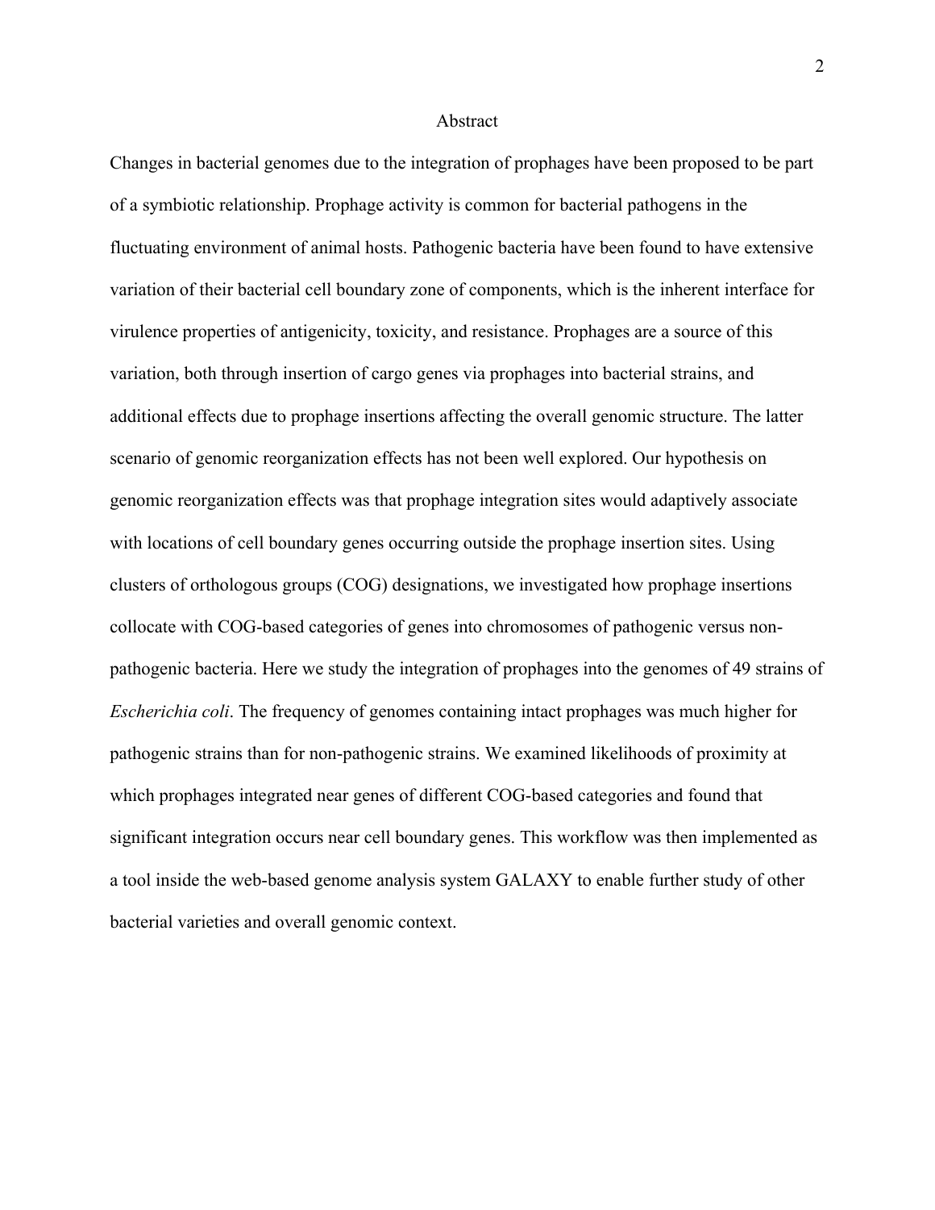# Abstract

Changes in bacterial genomes due to the integration of prophages have been proposed to be part of a symbiotic relationship. Prophage activity is common for bacterial pathogens in the fluctuating environment of animal hosts. Pathogenic bacteria have been found to have extensive variation of their bacterial cell boundary zone of components, which is the inherent interface for virulence properties of antigenicity, toxicity, and resistance. Prophages are a source of this variation, both through insertion of cargo genes via prophages into bacterial strains, and additional effects due to prophage insertions affecting the overall genomic structure. The latter scenario of genomic reorganization effects has not been well explored. Our hypothesis on genomic reorganization effects was that prophage integration sites would adaptively associate with locations of cell boundary genes occurring outside the prophage insertion sites. Using clusters of orthologous groups (COG) designations, we investigated how prophage insertions collocate with COG-based categories of genes into chromosomes of pathogenic versus non-pathogenic bacteria. Here we study the integration of prophages into the genomes of 49 strains of *Escherichia coli*. The frequency of genomes containing intact prophages was much higher for pathogenic strains than for non-pathogenic strains. We examined likelihoods of proximity at which prophages integrated near genes of different COG-based categories and found that significant integration occurs near cell boundary genes. This workflow was then implemented as a tool inside the web-based genome analysis system GALAXY to enable further study of other bacterial varieties and overall genomic context.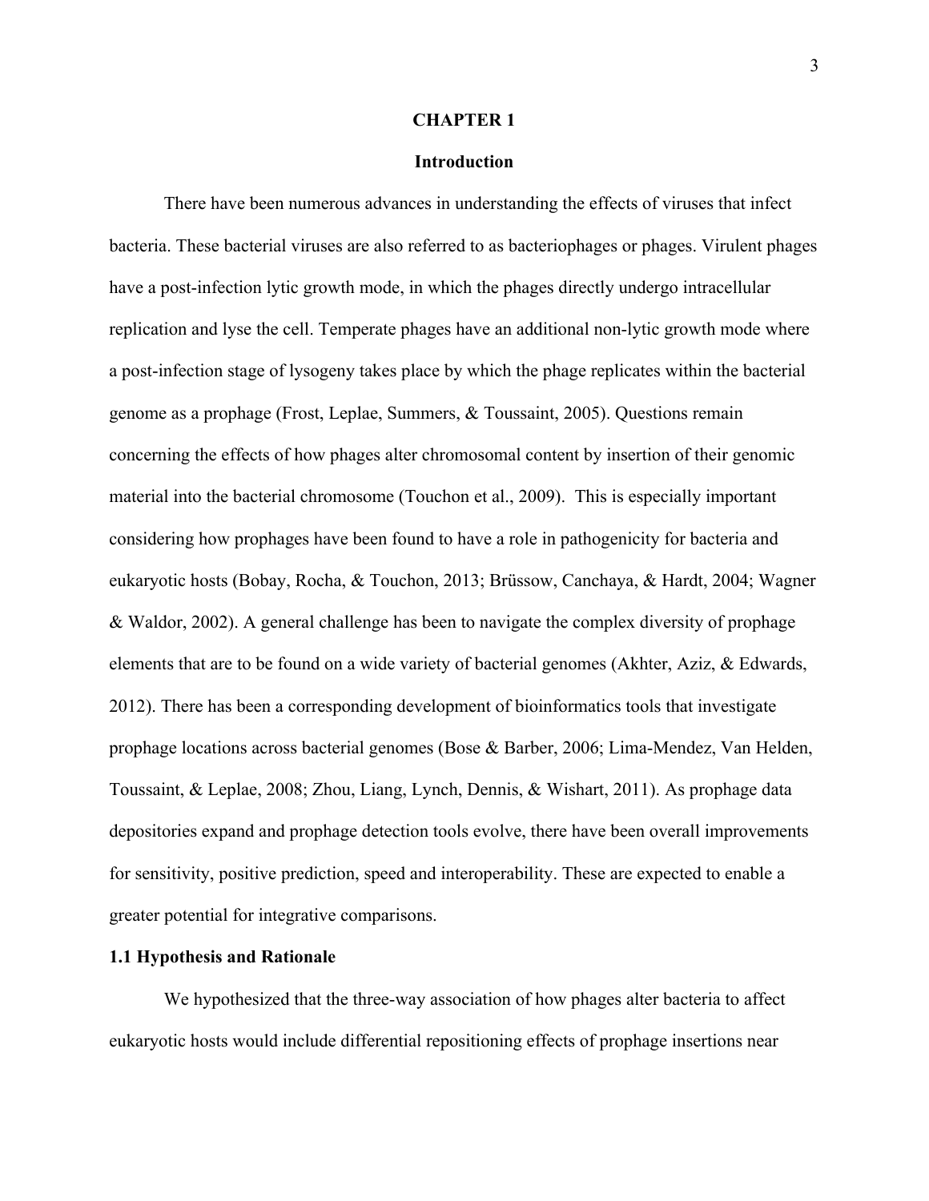# CHAPTER 1

## Introduction

There have been numerous advances in understanding the effects of viruses that infect bacteria. These bacterial viruses are also referred to as bacteriophages or phages. Virulent phages have a post-infection lytic growth mode, in which the phages directly undergo intracellular replication and lyse the cell. Temperate phages have an additional non-lytic growth mode where a post-infection stage of lysogeny takes place by which the phage replicates within the bacterial genome as a prophage (Frost, Leplae, Summers, & Toussaint, 2005). Questions remain concerning the effects of how phages alter chromosomal content by insertion of their genomic material into the bacterial chromosome (Touchon et al., 2009). This is especially important considering how prophages have been found to have a role in pathogenicity for bacteria and eukaryotic hosts (Bobay, Rocha, & Touchon, 2013; Brüssow, Canchaya, & Hardt, 2004; Wagner & Waldor, 2002). A general challenge has been to navigate the complex diversity of prophage elements that are to be found on a wide variety of bacterial genomes (Akhter, Aziz, & Edwards, 2012). There has been a corresponding development of bioinformatics tools that investigate prophage locations across bacterial genomes (Bose & Barber, 2006; Lima-Mendez, Van Helden, Toussaint, & Leplae, 2008; Zhou, Liang, Lynch, Dennis, & Wishart, 2011). As prophage data depositories expand and prophage detection tools evolve, there have been overall improvements for sensitivity, positive prediction, speed and interoperability. These are expected to enable a greater potential for integrative comparisons.

### 1.1 Hypothesis and Rationale

We hypothesized that the three-way association of how phages alter bacteria to affect eukaryotic hosts would include differential repositioning effects of prophage insertions near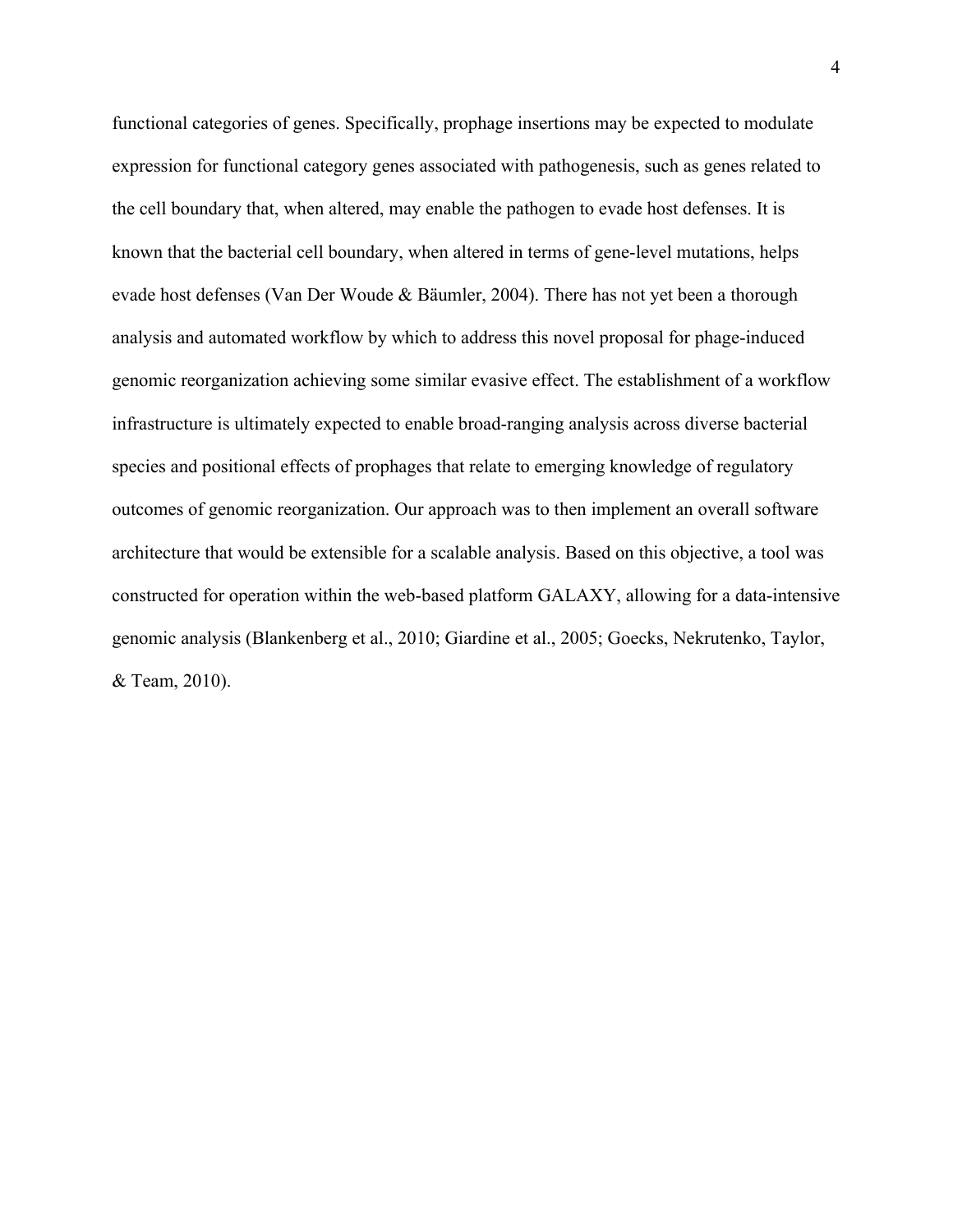functional categories of genes. Specifically, prophage insertions may be expected to modulate expression for functional category genes associated with pathogenesis, such as genes related to the cell boundary that, when altered, may enable the pathogen to evade host defenses. It is known that the bacterial cell boundary, when altered in terms of gene-level mutations, helps evade host defenses (Van Der Woude & Bäumler, 2004). There has not yet been a thorough analysis and automated workflow by which to address this novel proposal for phage-induced genomic reorganization achieving some similar evasive effect. The establishment of a workflow infrastructure is ultimately expected to enable broad-ranging analysis across diverse bacterial species and positional effects of prophages that relate to emerging knowledge of regulatory outcomes of genomic reorganization. Our approach was to then implement an overall software architecture that would be extensible for a scalable analysis. Based on this objective, a tool was constructed for operation within the web-based platform GALAXY, allowing for a data-intensive genomic analysis (Blankenberg et al., 2010; Giardine et al., 2005; Goecks, Nekrutenko, Taylor, & Team, 2010).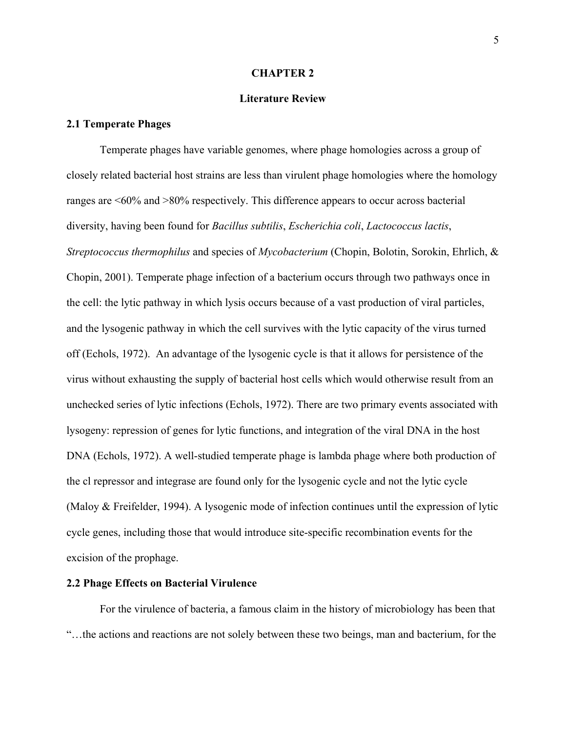# CHAPTER 2

## Literature Review

### 2.1 Temperate Phages

Temperate phages have variable genomes, where phage homologies across a group of closely related bacterial host strains are less than virulent phage homologies where the homology ranges are <60% and >80% respectively. This difference appears to occur across bacterial diversity, having been found for *Bacillus subtilis*, *Escherichia coli*, *Lactococcus lactis*, *Streptococcus thermophilus* and species of *Mycobacterium* (Chopin, Bolotin, Sorokin, Ehrlich, & Chopin, 2001). Temperate phage infection of a bacterium occurs through two pathways once in the cell: the lytic pathway in which lysis occurs because of a vast production of viral particles, and the lysogenic pathway in which the cell survives with the lytic capacity of the virus turned off (Echols, 1972). An advantage of the lysogenic cycle is that it allows for persistence of the virus without exhausting the supply of bacterial host cells which would otherwise result from an unchecked series of lytic infections (Echols, 1972). There are two primary events associated with lysogeny: repression of genes for lytic functions, and integration of the viral DNA in the host DNA (Echols, 1972). A well-studied temperate phage is lambda phage where both production of the cl repressor and integrase are found only for the lysogenic cycle and not the lytic cycle (Maloy & Freifelder, 1994). A lysogenic mode of infection continues until the expression of lytic cycle genes, including those that would introduce site-specific recombination events for the excision of the prophage.

### 2.2 Phage Effects on Bacterial Virulence

For the virulence of bacteria, a famous claim in the history of microbiology has been that "…the actions and reactions are not solely between these two beings, man and bacterium, for the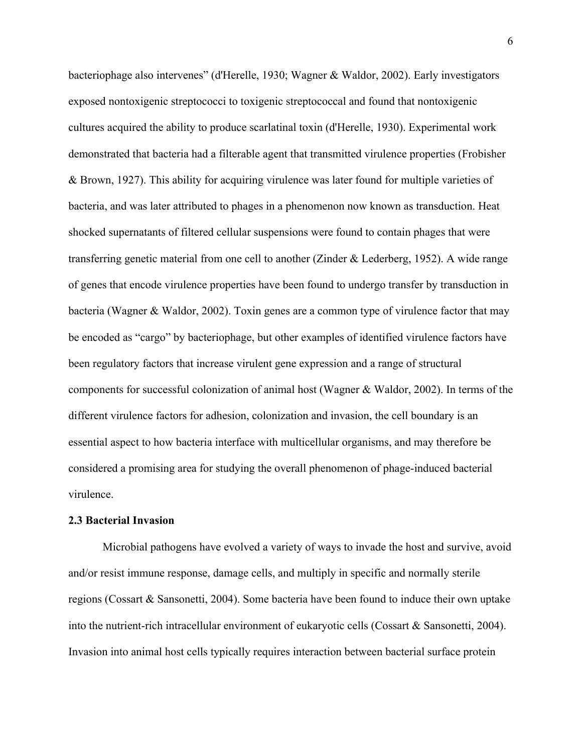bacteriophage also intervenes" (d'Herelle, 1930; Wagner & Waldor, 2002). Early investigators exposed nontoxigenic streptococci to toxigenic streptococcal and found that nontoxigenic cultures acquired the ability to produce scarlatinal toxin (d'Herelle, 1930). Experimental work demonstrated that bacteria had a filterable agent that transmitted virulence properties (Frobisher & Brown, 1927). This ability for acquiring virulence was later found for multiple varieties of bacteria, and was later attributed to phages in a phenomenon now known as transduction. Heat shocked supernatants of filtered cellular suspensions were found to contain phages that were transferring genetic material from one cell to another (Zinder & Lederberg, 1952). A wide range of genes that encode virulence properties have been found to undergo transfer by transduction in bacteria (Wagner & Waldor, 2002). Toxin genes are a common type of virulence factor that may be encoded as "cargo" by bacteriophage, but other examples of identified virulence factors have been regulatory factors that increase virulent gene expression and a range of structural components for successful colonization of animal host (Wagner & Waldor, 2002). In terms of the different virulence factors for adhesion, colonization and invasion, the cell boundary is an essential aspect to how bacteria interface with multicellular organisms, and may therefore be considered a promising area for studying the overall phenomenon of phage-induced bacterial virulence.

### 2.3 Bacterial Invasion

Microbial pathogens have evolved a variety of ways to invade the host and survive, avoid and/or resist immune response, damage cells, and multiply in specific and normally sterile regions (Cossart & Sansonetti, 2004). Some bacteria have been found to induce their own uptake into the nutrient-rich intracellular environment of eukaryotic cells (Cossart & Sansonetti, 2004). Invasion into animal host cells typically requires interaction between bacterial surface protein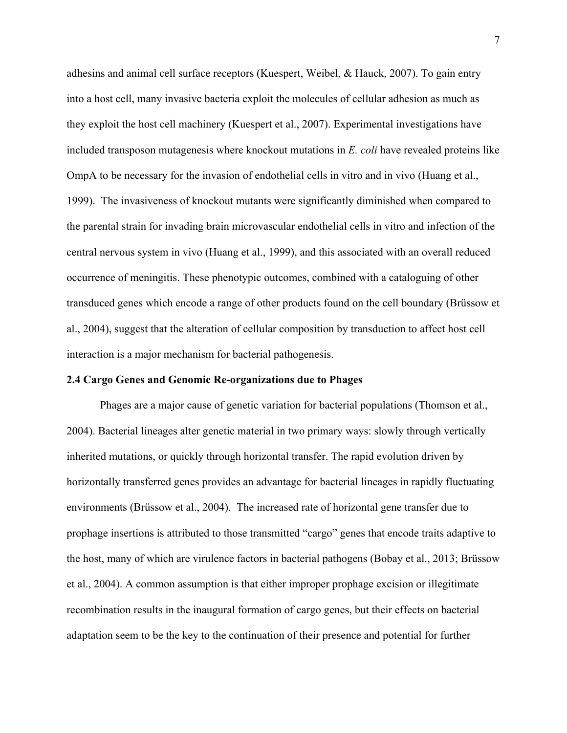adhesins and animal cell surface receptors (Kuespert, Weibel, & Hauck, 2007). To gain entry into a host cell, many invasive bacteria exploit the molecules of cellular adhesion as much as they exploit the host cell machinery (Kuespert et al., 2007). Experimental investigations have included transposon mutagenesis where knockout mutations in *E. coli* have revealed proteins like OmpA to be necessary for the invasion of endothelial cells in vitro and in vivo (Huang et al., 1999). The invasiveness of knockout mutants were significantly diminished when compared to the parental strain for invading brain microvascular endothelial cells in vitro and infection of the central nervous system in vivo (Huang et al., 1999), and this associated with an overall reduced occurrence of meningitis. These phenotypic outcomes, combined with a cataloguing of other transduced genes which encode a range of other products found on the cell boundary (Brüssow et al., 2004), suggest that the alteration of cellular composition by transduction to affect host cell interaction is a major mechanism for bacterial pathogenesis.

### 2.4 Cargo Genes and Genomic Re-organizations due to Phages

Phages are a major cause of genetic variation for bacterial populations (Thomson et al., 2004). Bacterial lineages alter genetic material in two primary ways: slowly through vertically inherited mutations, or quickly through horizontal transfer. The rapid evolution driven by horizontally transferred genes provides an advantage for bacterial lineages in rapidly fluctuating environments (Brüssow et al., 2004). The increased rate of horizontal gene transfer due to prophage insertions is attributed to those transmitted "cargo" genes that encode traits adaptive to the host, many of which are virulence factors in bacterial pathogens (Bobay et al., 2013; Brüssow et al., 2004). A common assumption is that either improper prophage excision or illegitimate recombination results in the inaugural formation of cargo genes, but their effects on bacterial adaptation seem to be the key to the continuation of their presence and potential for further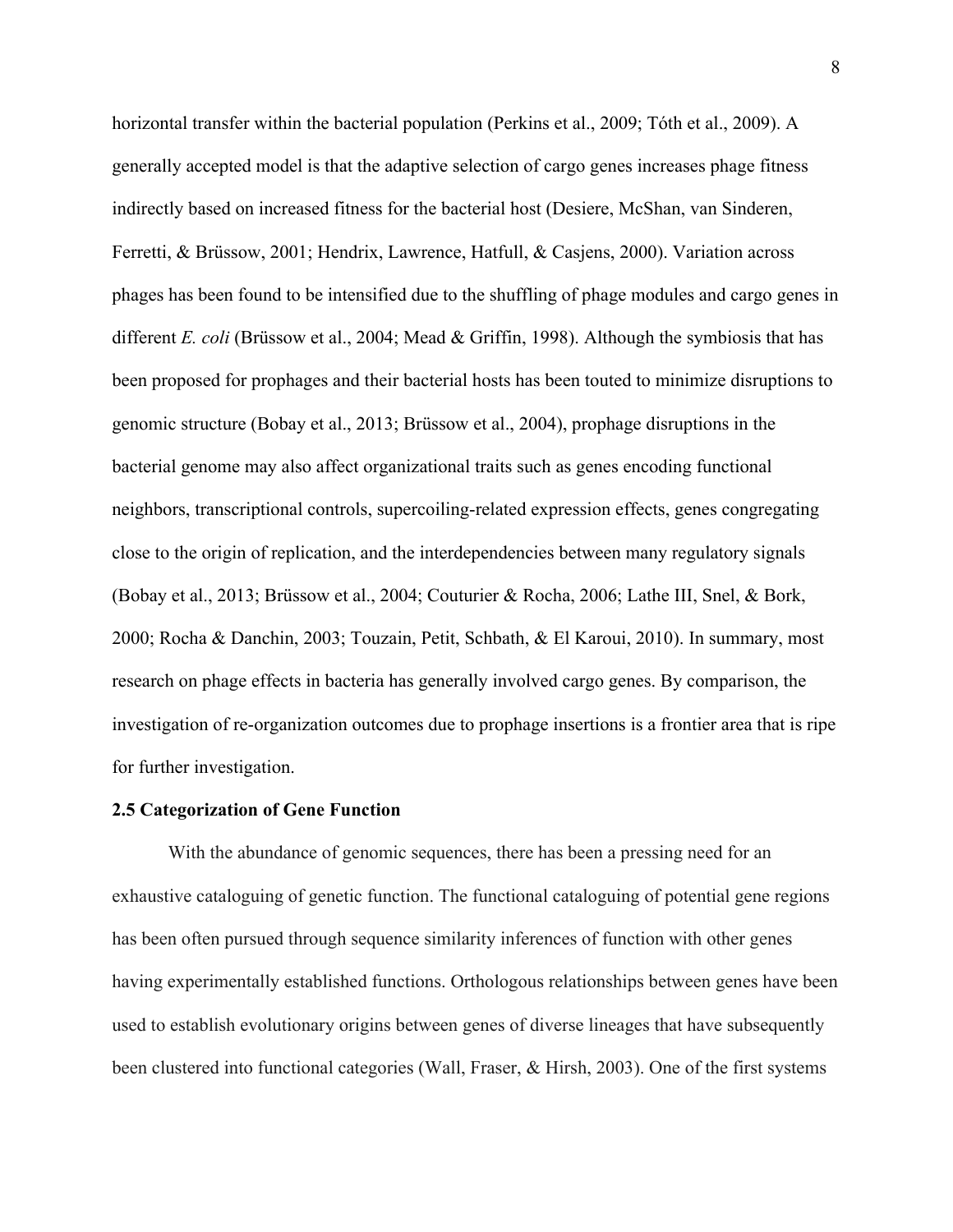horizontal transfer within the bacterial population (Perkins et al., 2009; Tóth et al., 2009). A generally accepted model is that the adaptive selection of cargo genes increases phage fitness indirectly based on increased fitness for the bacterial host (Desiere, McShan, van Sinderen, Ferretti, & Brüssow, 2001; Hendrix, Lawrence, Hatfull, & Casjens, 2000). Variation across phages has been found to be intensified due to the shuffling of phage modules and cargo genes in different *E. coli* (Brüssow et al., 2004; Mead & Griffin, 1998). Although the symbiosis that has been proposed for prophages and their bacterial hosts has been touted to minimize disruptions to genomic structure (Bobay et al., 2013; Brüssow et al., 2004), prophage disruptions in the bacterial genome may also affect organizational traits such as genes encoding functional neighbors, transcriptional controls, supercoiling-related expression effects, genes congregating close to the origin of replication, and the interdependencies between many regulatory signals (Bobay et al., 2013; Brüssow et al., 2004; Couturier & Rocha, 2006; Lathe III, Snel, & Bork, 2000; Rocha & Danchin, 2003; Touzain, Petit, Schbath, & El Karoui, 2010). In summary, most research on phage effects in bacteria has generally involved cargo genes. By comparison, the investigation of re-organization outcomes due to prophage insertions is a frontier area that is ripe for further investigation.

### 2.5 Categorization of Gene Function

With the abundance of genomic sequences, there has been a pressing need for an exhaustive cataloguing of genetic function. The functional cataloguing of potential gene regions has been often pursued through sequence similarity inferences of function with other genes having experimentally established functions. Orthologous relationships between genes have been used to establish evolutionary origins between genes of diverse lineages that have subsequently been clustered into functional categories (Wall, Fraser, & Hirsh, 2003). One of the first systems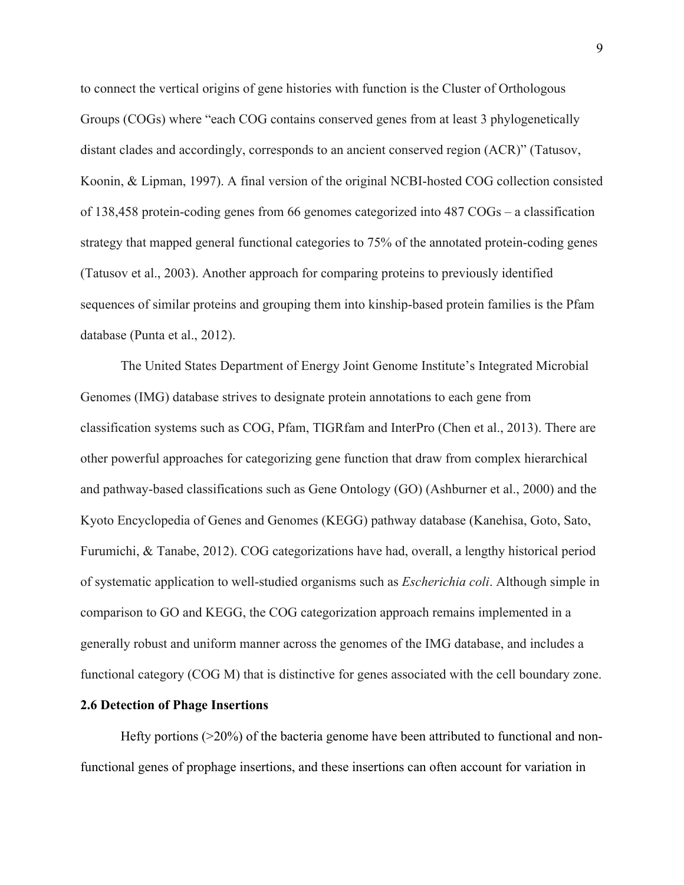to connect the vertical origins of gene histories with function is the Cluster of Orthologous Groups (COGs) where "each COG contains conserved genes from at least 3 phylogenetically distant clades and accordingly, corresponds to an ancient conserved region (ACR)" (Tatusov, Koonin, & Lipman, 1997). A final version of the original NCBI-hosted COG collection consisted of 138,458 protein-coding genes from 66 genomes categorized into 487 COGs – a classification strategy that mapped general functional categories to 75% of the annotated protein-coding genes (Tatusov et al., 2003). Another approach for comparing proteins to previously identified sequences of similar proteins and grouping them into kinship-based protein families is the Pfam database (Punta et al., 2012).

The United States Department of Energy Joint Genome Institute's Integrated Microbial Genomes (IMG) database strives to designate protein annotations to each gene from classification systems such as COG, Pfam, TIGRfam and InterPro (Chen et al., 2013). There are other powerful approaches for categorizing gene function that draw from complex hierarchical and pathway-based classifications such as Gene Ontology (GO) (Ashburner et al., 2000) and the Kyoto Encyclopedia of Genes and Genomes (KEGG) pathway database (Kanehisa, Goto, Sato, Furumichi, & Tanabe, 2012). COG categorizations have had, overall, a lengthy historical period of systematic application to well-studied organisms such as *Escherichia coli*. Although simple in comparison to GO and KEGG, the COG categorization approach remains implemented in a generally robust and uniform manner across the genomes of the IMG database, and includes a functional category (COG M) that is distinctive for genes associated with the cell boundary zone.

### 2.6 Detection of Phage Insertions

Hefty portions (>20%) of the bacteria genome have been attributed to functional and non-functional genes of prophage insertions, and these insertions can often account for variation in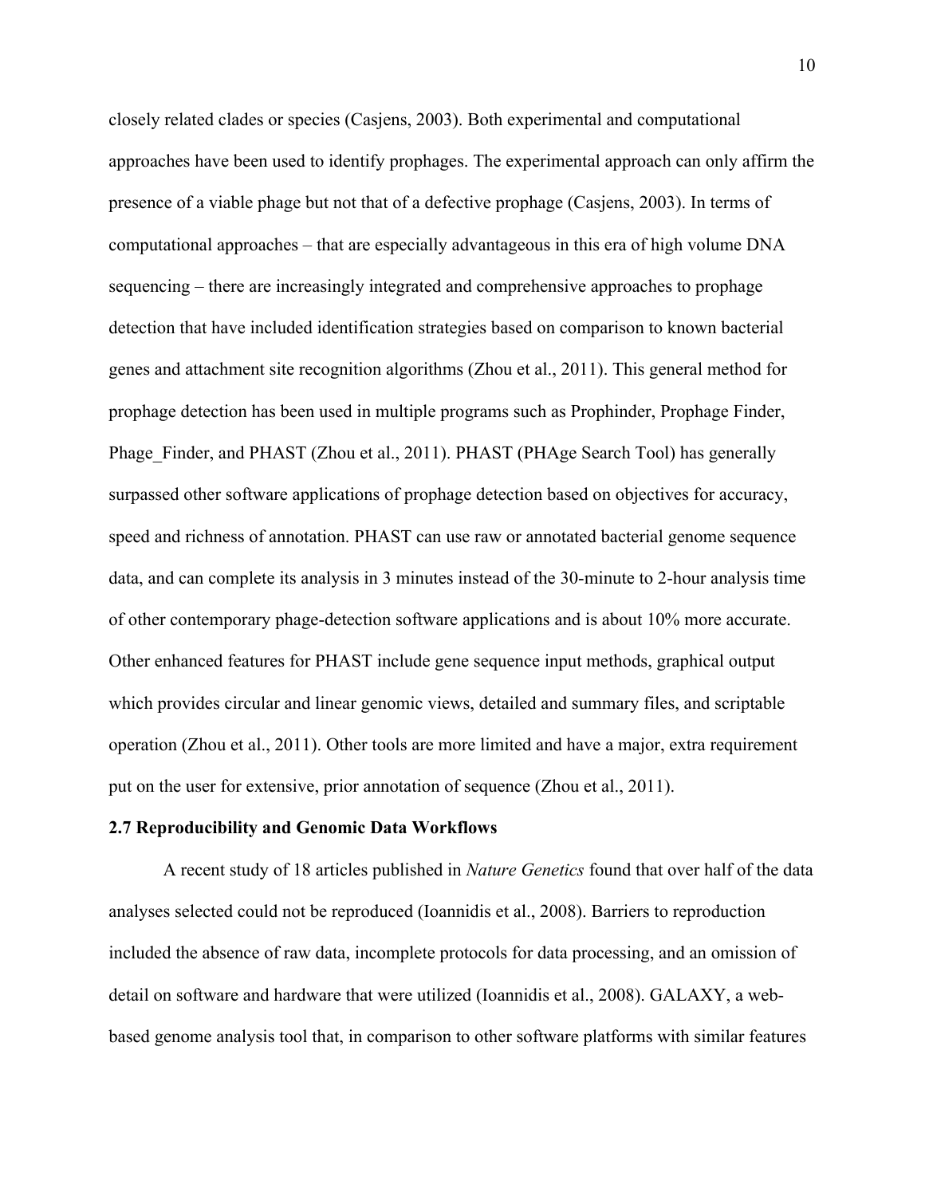closely related clades or species (Casjens, 2003). Both experimental and computational approaches have been used to identify prophages. The experimental approach can only affirm the presence of a viable phage but not that of a defective prophage (Casjens, 2003). In terms of computational approaches – that are especially advantageous in this era of high volume DNA sequencing – there are increasingly integrated and comprehensive approaches to prophage detection that have included identification strategies based on comparison to known bacterial genes and attachment site recognition algorithms (Zhou et al., 2011). This general method for prophage detection has been used in multiple programs such as Prophinder, Prophage Finder, Phage_Finder, and PHAST (Zhou et al., 2011). PHAST (PHAge Search Tool) has generally surpassed other software applications of prophage detection based on objectives for accuracy, speed and richness of annotation. PHAST can use raw or annotated bacterial genome sequence data, and can complete its analysis in 3 minutes instead of the 30-minute to 2-hour analysis time of other contemporary phage-detection software applications and is about 10% more accurate. Other enhanced features for PHAST include gene sequence input methods, graphical output which provides circular and linear genomic views, detailed and summary files, and scriptable operation (Zhou et al., 2011). Other tools are more limited and have a major, extra requirement put on the user for extensive, prior annotation of sequence (Zhou et al., 2011).

### 2.7 Reproducibility and Genomic Data Workflows

A recent study of 18 articles published in *Nature Genetics* found that over half of the data analyses selected could not be reproduced (Ioannidis et al., 2008). Barriers to reproduction included the absence of raw data, incomplete protocols for data processing, and an omission of detail on software and hardware that were utilized (Ioannidis et al., 2008). GALAXY, a web-based genome analysis tool that, in comparison to other software platforms with similar features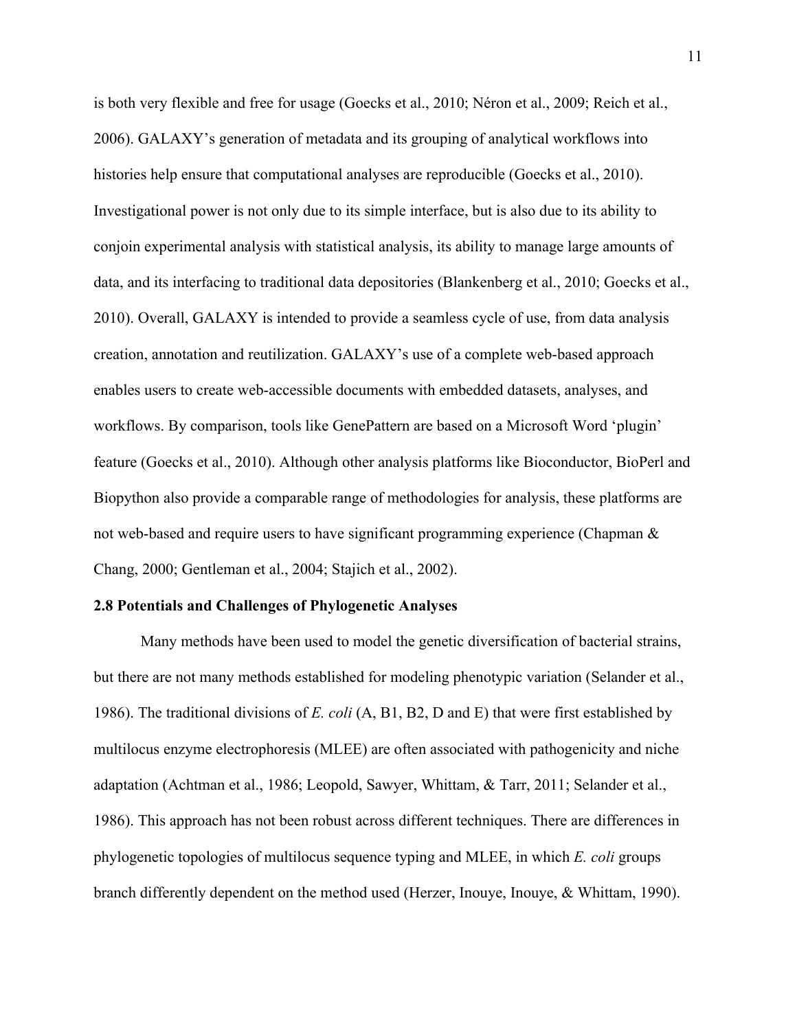is both very flexible and free for usage (Goecks et al., 2010; Néron et al., 2009; Reich et al., 2006). GALAXY's generation of metadata and its grouping of analytical workflows into histories help ensure that computational analyses are reproducible (Goecks et al., 2010). Investigational power is not only due to its simple interface, but is also due to its ability to conjoin experimental analysis with statistical analysis, its ability to manage large amounts of data, and its interfacing to traditional data depositories (Blankenberg et al., 2010; Goecks et al., 2010). Overall, GALAXY is intended to provide a seamless cycle of use, from data analysis creation, annotation and reutilization. GALAXY's use of a complete web-based approach enables users to create web-accessible documents with embedded datasets, analyses, and workflows. By comparison, tools like GenePattern are based on a Microsoft Word 'plugin' feature (Goecks et al., 2010). Although other analysis platforms like Bioconductor, BioPerl and Biopython also provide a comparable range of methodologies for analysis, these platforms are not web-based and require users to have significant programming experience (Chapman & Chang, 2000; Gentleman et al., 2004; Stajich et al., 2002).

**2.8 Potentials and Challenges of Phylogenetic Analyses**

Many methods have been used to model the genetic diversification of bacterial strains, but there are not many methods established for modeling phenotypic variation (Selander et al., 1986). The traditional divisions of *E. coli* (A, B1, B2, D and E) that were first established by multilocus enzyme electrophoresis (MLEE) are often associated with pathogenicity and niche adaptation (Achtman et al., 1986; Leopold, Sawyer, Whittam, & Tarr, 2011; Selander et al., 1986). This approach has not been robust across different techniques. There are differences in phylogenetic topologies of multilocus sequence typing and MLEE, in which *E. coli* groups branch differently dependent on the method used (Herzer, Inouye, Inouye, & Whittam, 1990).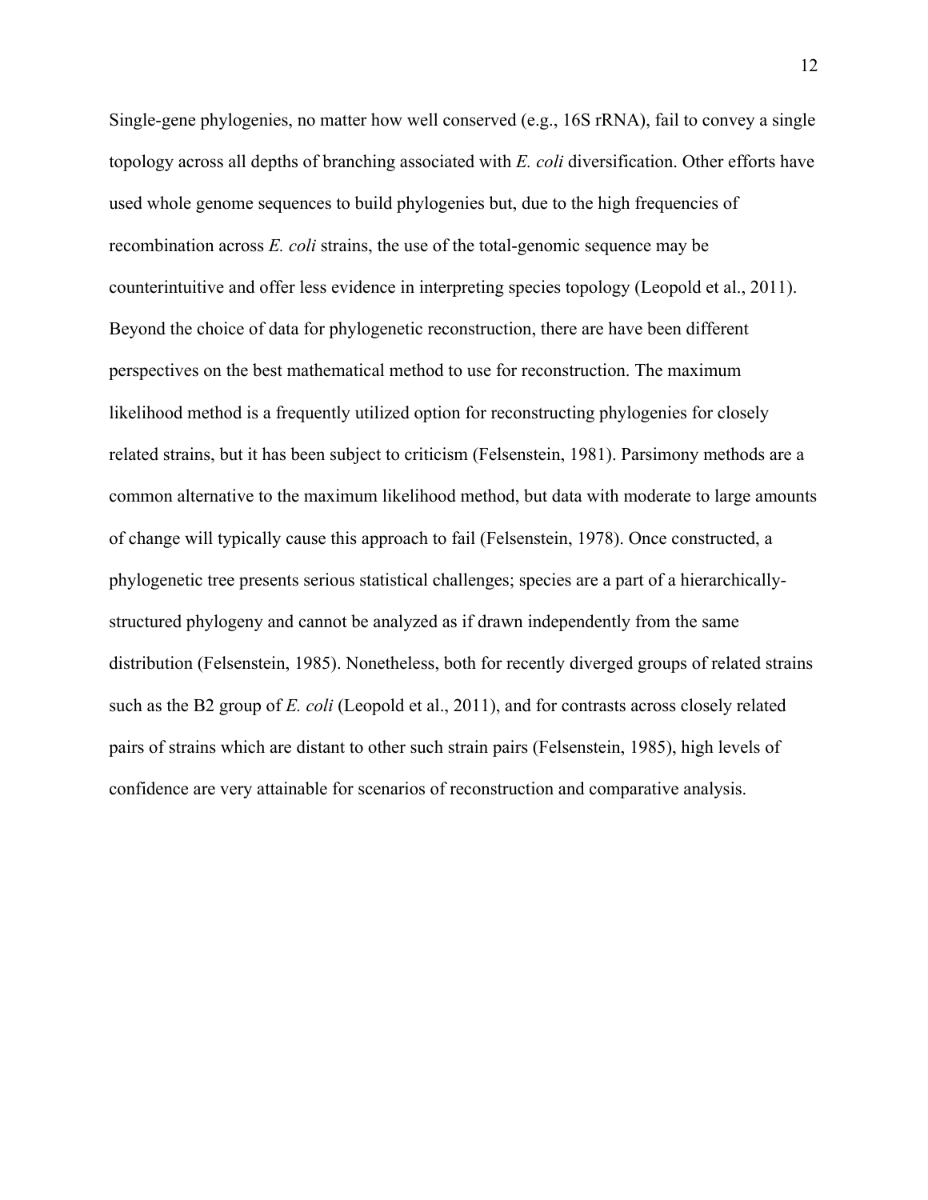Single-gene phylogenies, no matter how well conserved (e.g., 16S rRNA), fail to convey a single topology across all depths of branching associated with *E. coli* diversification. Other efforts have used whole genome sequences to build phylogenies but, due to the high frequencies of recombination across *E. coli* strains, the use of the total-genomic sequence may be counterintuitive and offer less evidence in interpreting species topology (Leopold et al., 2011). Beyond the choice of data for phylogenetic reconstruction, there are have been different perspectives on the best mathematical method to use for reconstruction. The maximum likelihood method is a frequently utilized option for reconstructing phylogenies for closely related strains, but it has been subject to criticism (Felsenstein, 1981). Parsimony methods are a common alternative to the maximum likelihood method, but data with moderate to large amounts of change will typically cause this approach to fail (Felsenstein, 1978). Once constructed, a phylogenetic tree presents serious statistical challenges; species are a part of a hierarchically-structured phylogeny and cannot be analyzed as if drawn independently from the same distribution (Felsenstein, 1985). Nonetheless, both for recently diverged groups of related strains such as the B2 group of *E. coli* (Leopold et al., 2011), and for contrasts across closely related pairs of strains which are distant to other such strain pairs (Felsenstein, 1985), high levels of confidence are very attainable for scenarios of reconstruction and comparative analysis.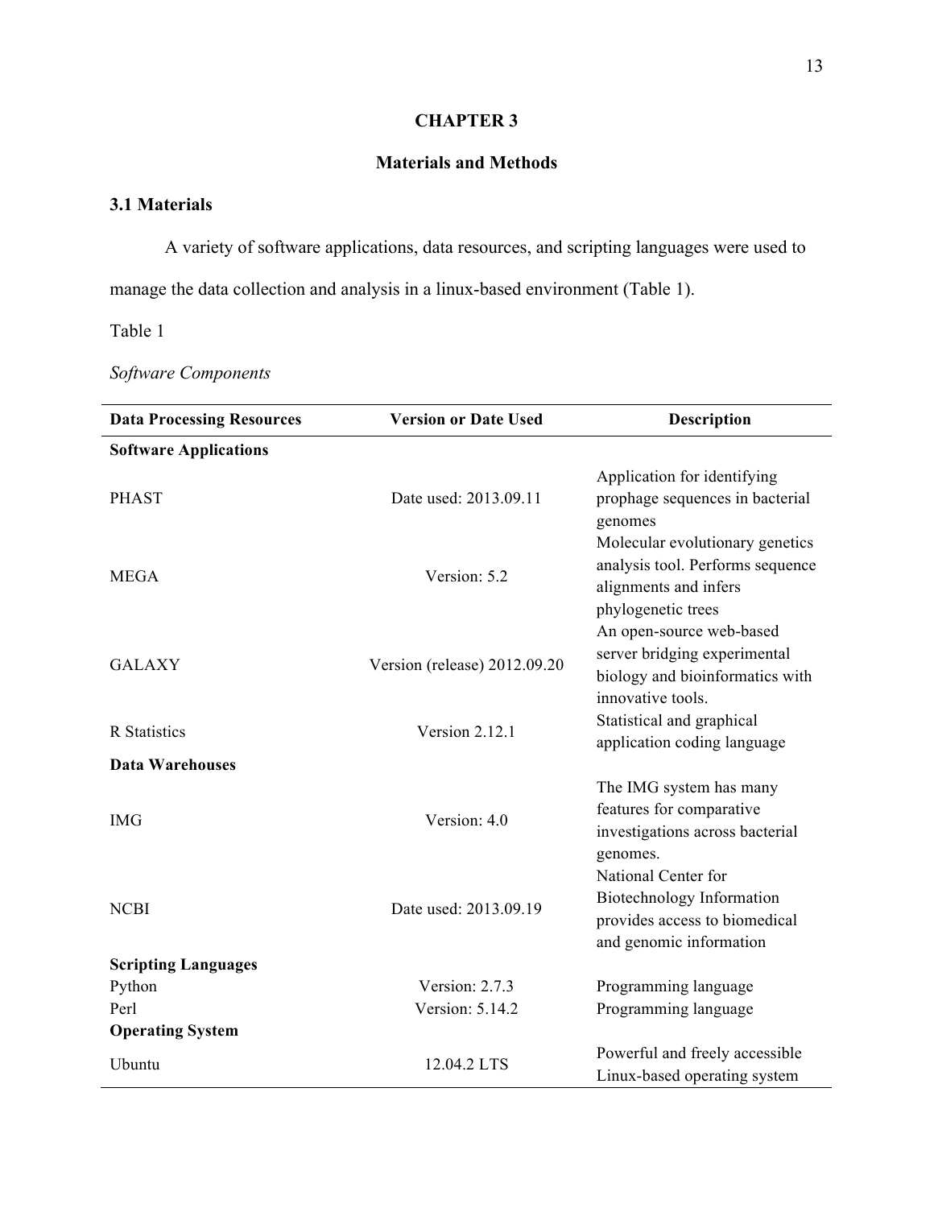# CHAPTER 3

## Materials and Methods

### 3.1 Materials

A variety of software applications, data resources, and scripting languages were used to manage the data collection and analysis in a linux-based environment (Table 1).

Table 1

*Software Components*

| Data Processing Resources | Version or Date Used | Description |
|---|---|---|
| **Software Applications** | | |
| PHAST | Date used: 2013.09.11 | Application for identifying prophage sequences in bacterial genomes |
| MEGA | Version: 5.2 | Molecular evolutionary genetics analysis tool. Performs sequence alignments and infers phylogenetic trees |
| GALAXY | Version (release) 2012.09.20 | An open-source web-based server bridging experimental biology and bioinformatics with innovative tools. |
| R Statistics | Version 2.12.1 | Statistical and graphical application coding language |
| **Data Warehouses** | | |
| IMG | Version: 4.0 | The IMG system has many features for comparative investigations across bacterial genomes. |
| NCBI | Date used: 2013.09.19 | National Center for Biotechnology Information provides access to biomedical and genomic information |
| **Scripting Languages** | | |
| Python | Version: 2.7.3 | Programming language |
| Perl | Version: 5.14.2 | Programming language |
| **Operating System** | | |
| Ubuntu | 12.04.2 LTS | Powerful and freely accessible Linux-based operating system |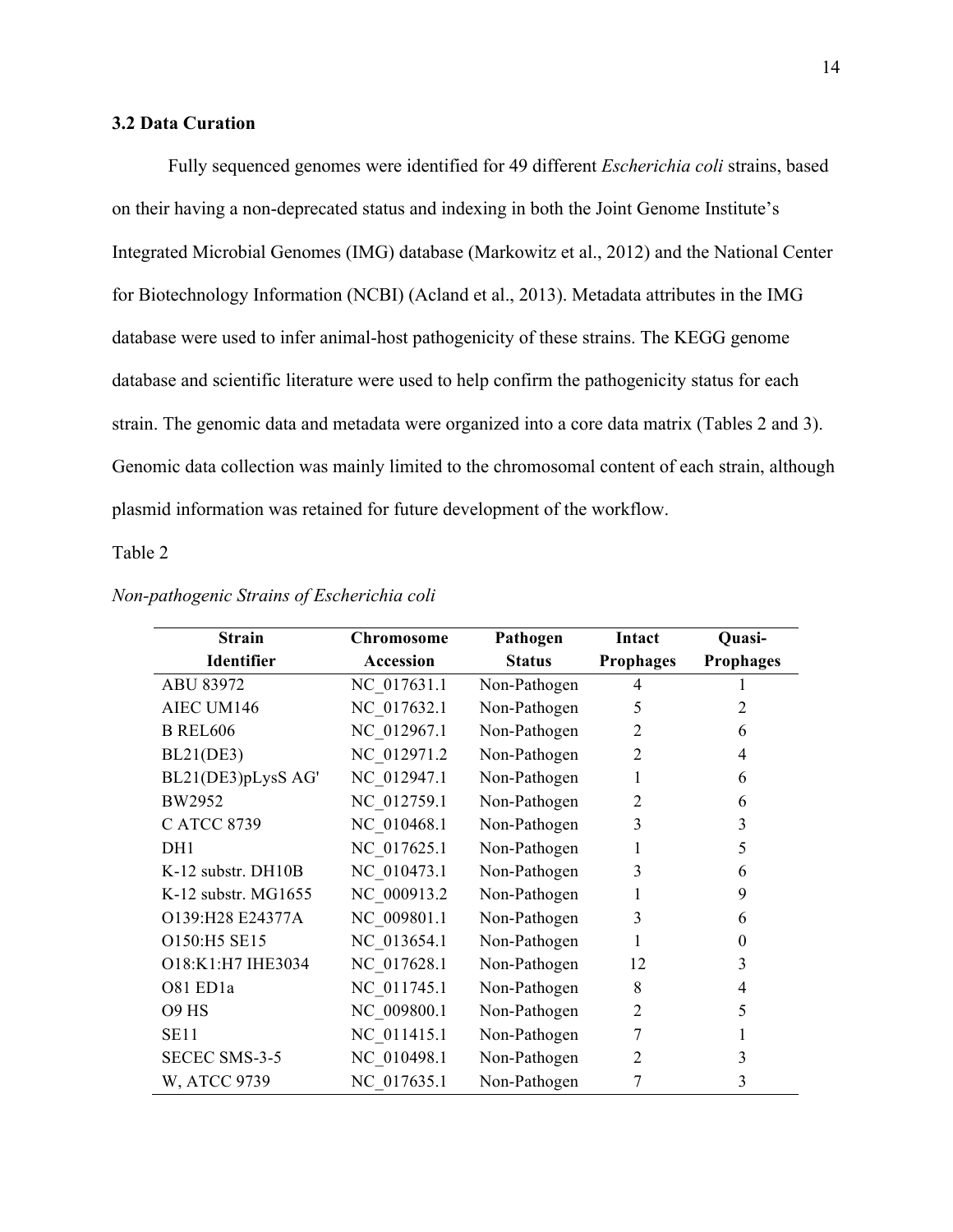### 3.2 Data Curation

Fully sequenced genomes were identified for 49 different *Escherichia coli* strains, based on their having a non-deprecated status and indexing in both the Joint Genome Institute's Integrated Microbial Genomes (IMG) database (Markowitz et al., 2012) and the National Center for Biotechnology Information (NCBI) (Acland et al., 2013). Metadata attributes in the IMG database were used to infer animal-host pathogenicity of these strains. The KEGG genome database and scientific literature were used to help confirm the pathogenicity status for each strain. The genomic data and metadata were organized into a core data matrix (Tables 2 and 3). Genomic data collection was mainly limited to the chromosomal content of each strain, although plasmid information was retained for future development of the workflow.

Table 2

*Non-pathogenic Strains of Escherichia coli*

| Strain Identifier | Chromosome Accession | Pathogen Status | Intact Prophages | Quasi-Prophages |
|---|---|---|---|---|
| ABU 83972 | NC_017631.1 | Non-Pathogen | 4 | 1 |
| AIEC UM146 | NC_017632.1 | Non-Pathogen | 5 | 2 |
| B REL606 | NC_012967.1 | Non-Pathogen | 2 | 6 |
| BL21(DE3) | NC_012971.2 | Non-Pathogen | 2 | 4 |
| BL21(DE3)pLysS AG' | NC_012947.1 | Non-Pathogen | 1 | 6 |
| BW2952 | NC_012759.1 | Non-Pathogen | 2 | 6 |
| C ATCC 8739 | NC_010468.1 | Non-Pathogen | 3 | 3 |
| DH1 | NC_017625.1 | Non-Pathogen | 1 | 5 |
| K-12 substr. DH10B | NC_010473.1 | Non-Pathogen | 3 | 6 |
| K-12 substr. MG1655 | NC_000913.2 | Non-Pathogen | 1 | 9 |
| O139:H28 E24377A | NC_009801.1 | Non-Pathogen | 3 | 6 |
| O150:H5 SE15 | NC_013654.1 | Non-Pathogen | 1 | 0 |
| O18:K1:H7 IHE3034 | NC_017628.1 | Non-Pathogen | 12 | 3 |
| O81 ED1a | NC_011745.1 | Non-Pathogen | 8 | 4 |
| O9 HS | NC_009800.1 | Non-Pathogen | 2 | 5 |
| SE11 | NC_011415.1 | Non-Pathogen | 7 | 1 |
| SECEC SMS-3-5 | NC_010498.1 | Non-Pathogen | 2 | 3 |
| W, ATCC 9739 | NC_017635.1 | Non-Pathogen | 7 | 3 |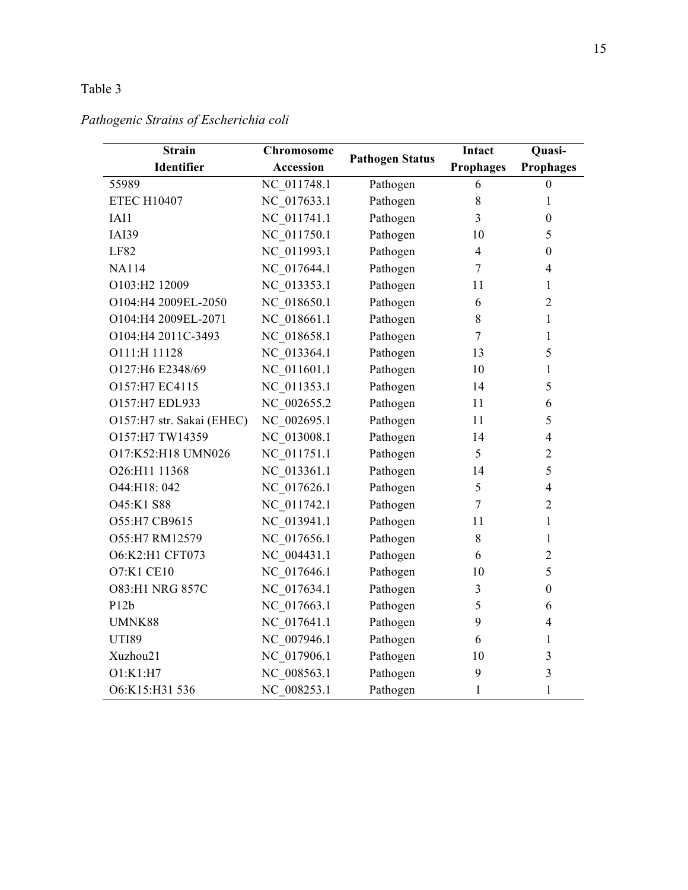Table 3

*Pathogenic Strains of Escherichia coli*

| Strain Identifier | Chromosome Accession | Pathogen Status | Intact Prophages | Quasi-Prophages |
|---|---|---|---|---|
| 55989 | NC_011748.1 | Pathogen | 6 | 0 |
| ETEC H10407 | NC_017633.1 | Pathogen | 8 | 1 |
| IAI1 | NC_011741.1 | Pathogen | 3 | 0 |
| IAI39 | NC_011750.1 | Pathogen | 10 | 5 |
| LF82 | NC_011993.1 | Pathogen | 4 | 0 |
| NA114 | NC_017644.1 | Pathogen | 7 | 4 |
| O103:H2 12009 | NC_013353.1 | Pathogen | 11 | 1 |
| O104:H4 2009EL-2050 | NC_018650.1 | Pathogen | 6 | 2 |
| O104:H4 2009EL-2071 | NC_018661.1 | Pathogen | 8 | 1 |
| O104:H4 2011C-3493 | NC_018658.1 | Pathogen | 7 | 1 |
| O111:H 11128 | NC_013364.1 | Pathogen | 13 | 5 |
| O127:H6 E2348/69 | NC_011601.1 | Pathogen | 10 | 1 |
| O157:H7 EC4115 | NC_011353.1 | Pathogen | 14 | 5 |
| O157:H7 EDL933 | NC_002655.2 | Pathogen | 11 | 6 |
| O157:H7 str. Sakai (EHEC) | NC_002695.1 | Pathogen | 11 | 5 |
| O157:H7 TW14359 | NC_013008.1 | Pathogen | 14 | 4 |
| O17:K52:H18 UMN026 | NC_011751.1 | Pathogen | 5 | 2 |
| O26:H11 11368 | NC_013361.1 | Pathogen | 14 | 5 |
| O44:H18: 042 | NC_017626.1 | Pathogen | 5 | 4 |
| O45:K1 S88 | NC_011742.1 | Pathogen | 7 | 2 |
| O55:H7 CB9615 | NC_013941.1 | Pathogen | 11 | 1 |
| O55:H7 RM12579 | NC_017656.1 | Pathogen | 8 | 1 |
| O6:K2:H1 CFT073 | NC_004431.1 | Pathogen | 6 | 2 |
| O7:K1 CE10 | NC_017646.1 | Pathogen | 10 | 5 |
| O83:H1 NRG 857C | NC_017634.1 | Pathogen | 3 | 0 |
| P12b | NC_017663.1 | Pathogen | 5 | 6 |
| UMNK88 | NC_017641.1 | Pathogen | 9 | 4 |
| UTI89 | NC_007946.1 | Pathogen | 6 | 1 |
| Xuzhou21 | NC_017906.1 | Pathogen | 10 | 3 |
| O1:K1:H7 | NC_008563.1 | Pathogen | 9 | 3 |
| O6:K15:H31 536 | NC_008253.1 | Pathogen | 1 | 1 |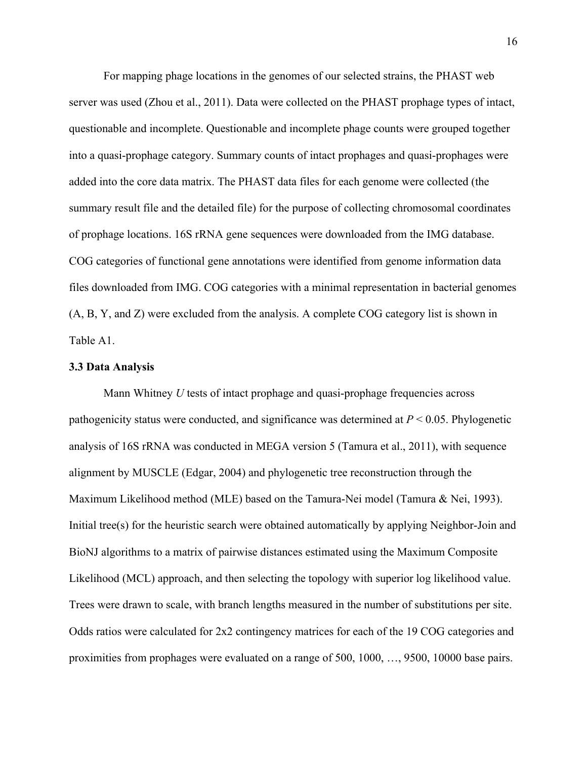For mapping phage locations in the genomes of our selected strains, the PHAST web server was used (Zhou et al., 2011). Data were collected on the PHAST prophage types of intact, questionable and incomplete. Questionable and incomplete phage counts were grouped together into a quasi-prophage category. Summary counts of intact prophages and quasi-prophages were added into the core data matrix. The PHAST data files for each genome were collected (the summary result file and the detailed file) for the purpose of collecting chromosomal coordinates of prophage locations. 16S rRNA gene sequences were downloaded from the IMG database. COG categories of functional gene annotations were identified from genome information data files downloaded from IMG. COG categories with a minimal representation in bacterial genomes (A, B, Y, and Z) were excluded from the analysis. A complete COG category list is shown in Table A1.

### 3.3 Data Analysis

Mann Whitney *U* tests of intact prophage and quasi-prophage frequencies across pathogenicity status were conducted, and significance was determined at $P < 0.05$. Phylogenetic analysis of 16S rRNA was conducted in MEGA version 5 (Tamura et al., 2011), with sequence alignment by MUSCLE (Edgar, 2004) and phylogenetic tree reconstruction through the Maximum Likelihood method (MLE) based on the Tamura-Nei model (Tamura & Nei, 1993). Initial tree(s) for the heuristic search were obtained automatically by applying Neighbor-Join and BioNJ algorithms to a matrix of pairwise distances estimated using the Maximum Composite Likelihood (MCL) approach, and then selecting the topology with superior log likelihood value. Trees were drawn to scale, with branch lengths measured in the number of substitutions per site. Odds ratios were calculated for 2x2 contingency matrices for each of the 19 COG categories and proximities from prophages were evaluated on a range of 500, 1000, …, 9500, 10000 base pairs.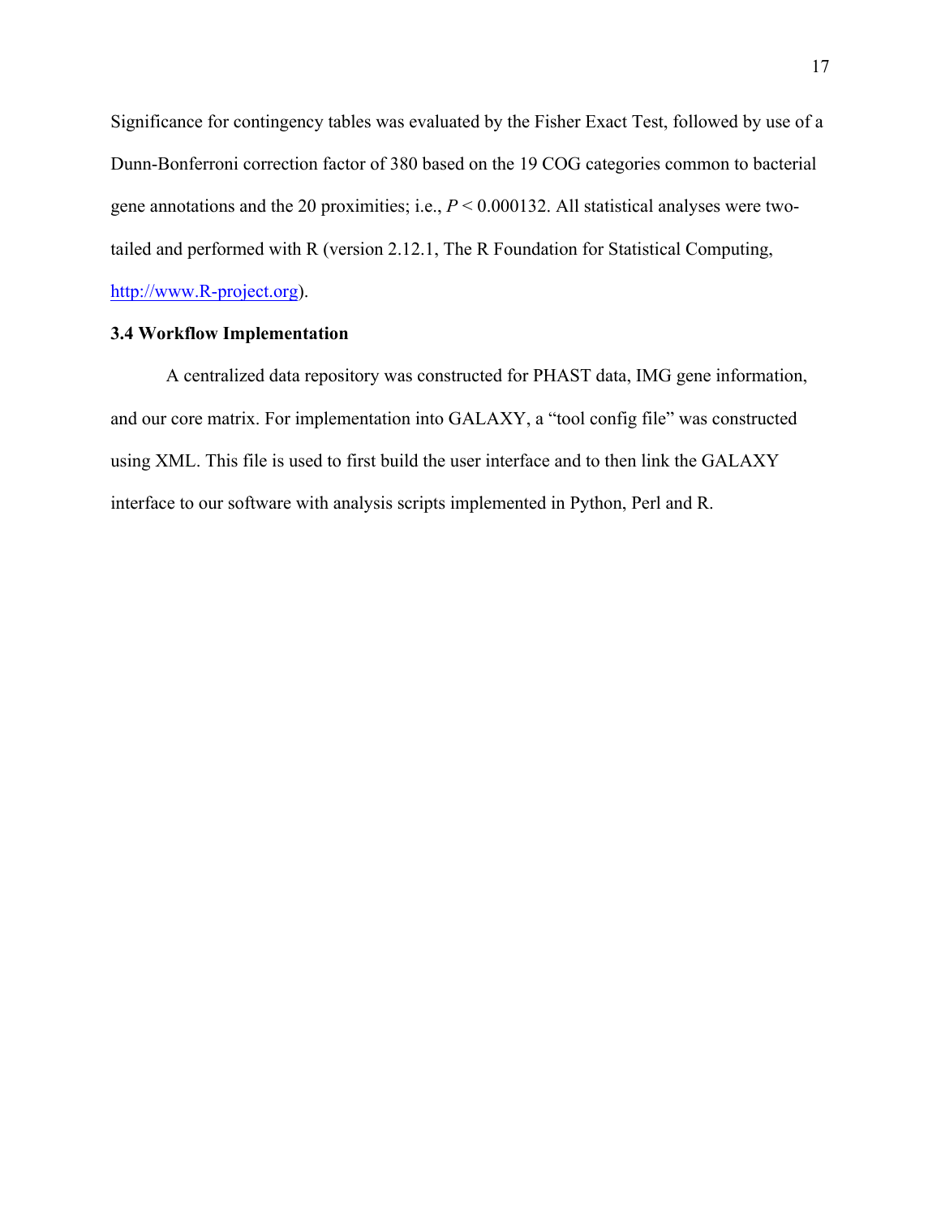Significance for contingency tables was evaluated by the Fisher Exact Test, followed by use of a Dunn-Bonferroni correction factor of 380 based on the 19 COG categories common to bacterial gene annotations and the 20 proximities; i.e., $P < 0.000132$. All statistical analyses were two-tailed and performed with R (version 2.12.1, The R Foundation for Statistical Computing, [http://www.R-project.org](http://www.R-project.org)).

### 3.4 Workflow Implementation

A centralized data repository was constructed for PHAST data, IMG gene information, and our core matrix. For implementation into GALAXY, a "tool config file" was constructed using XML. This file is used to first build the user interface and to then link the GALAXY interface to our software with analysis scripts implemented in Python, Perl and R.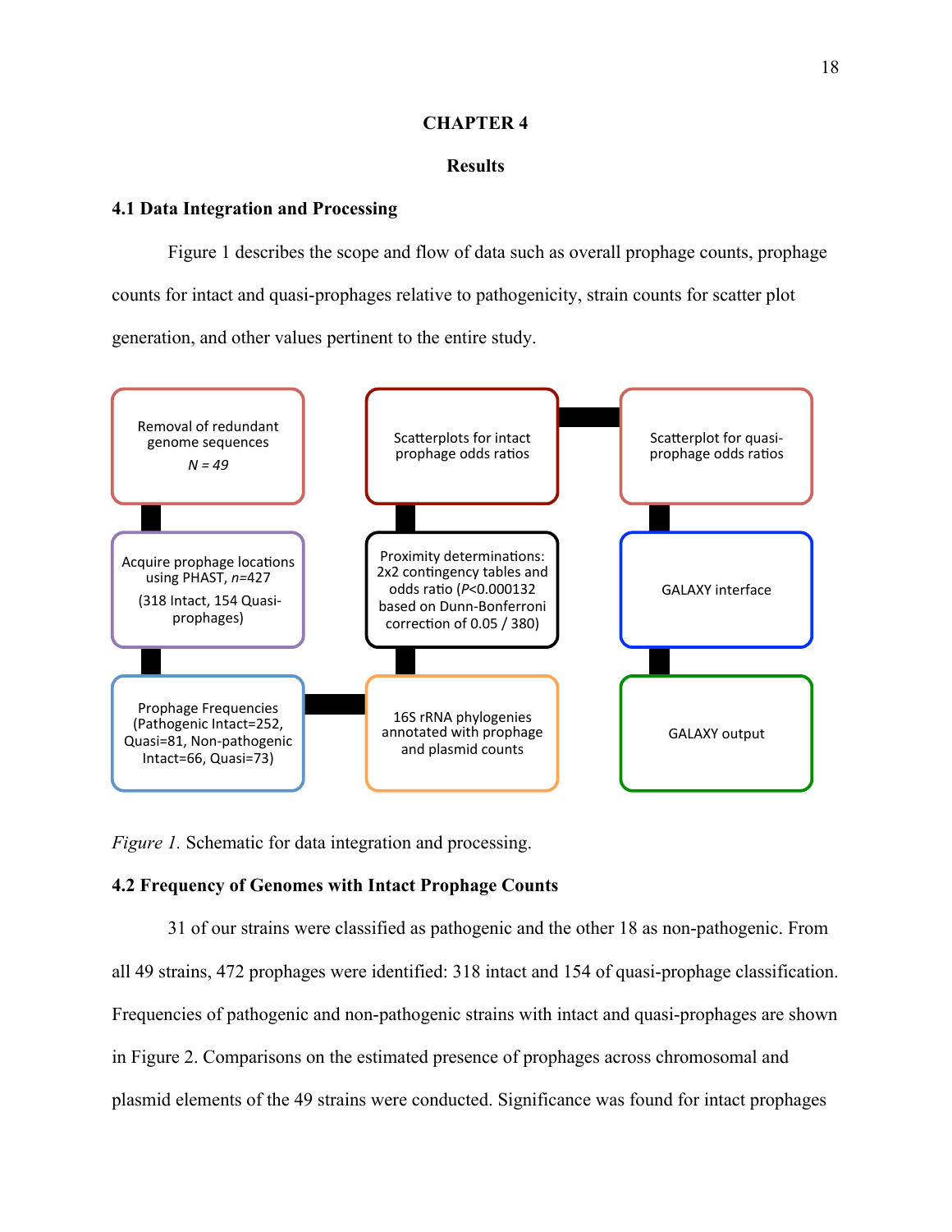# CHAPTER 4

## Results

### 4.1 Data Integration and Processing

Figure 1 describes the scope and flow of data such as overall prophage counts, prophage counts for intact and quasi-prophages relative to pathogenicity, strain counts for scatter plot generation, and other values pertinent to the entire study.

Removal of redundant genome sequences *N = 49*

Acquire prophage locations using PHAST, *n*=427 (318 Intact, 154 Quasi-prophages)

Prophage Frequencies (Pathogenic Intact=252, Quasi=81, Non-pathogenic Intact=66, Quasi=73)

16S rRNA phylogenies annotated with prophage and plasmid counts

Proximity determinations: 2x2 contingency tables and odds ratio ($P$<0.000132 based on Dunn-Bonferroni correction of 0.05 / 380)

Scatterplots for intact prophage odds ratios

Scatterplot for quasi-prophage odds ratios

GALAXY interface

GALAXY output

*Figure 1.* Schematic for data integration and processing.

### 4.2 Frequency of Genomes with Intact Prophage Counts

31 of our strains were classified as pathogenic and the other 18 as non-pathogenic. From all 49 strains, 472 prophages were identified: 318 intact and 154 of quasi-prophage classification. Frequencies of pathogenic and non-pathogenic strains with intact and quasi-prophages are shown in Figure 2. Comparisons on the estimated presence of prophages across chromosomal and plasmid elements of the 49 strains were conducted. Significance was found for intact prophages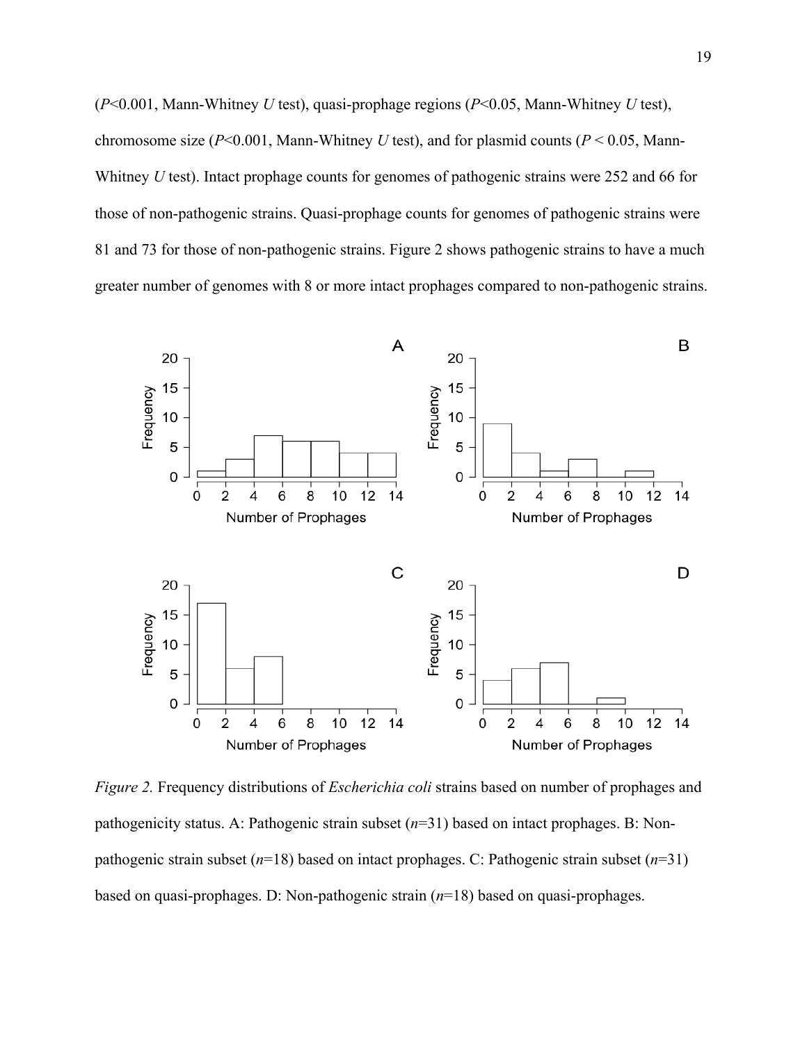(*P*<0.001, Mann-Whitney *U* test), quasi-prophage regions (*P*<0.05, Mann-Whitney *U* test), chromosome size (*P*<0.001, Mann-Whitney *U* test), and for plasmid counts (*P* < 0.05, Mann-Whitney *U* test). Intact prophage counts for genomes of pathogenic strains were 252 and 66 for those of non-pathogenic strains. Quasi-prophage counts for genomes of pathogenic strains were 81 and 73 for those of non-pathogenic strains. Figure 2 shows pathogenic strains to have a much greater number of genomes with 8 or more intact prophages compared to non-pathogenic strains.

*Figure 2.* Frequency distributions of *Escherichia coli* strains based on number of prophages and pathogenicity status. A: Pathogenic strain subset (*n*=31) based on intact prophages. B: Non-pathogenic strain subset (*n*=18) based on intact prophages. C: Pathogenic strain subset (*n*=31) based on quasi-prophages. D: Non-pathogenic strain (*n*=18) based on quasi-prophages.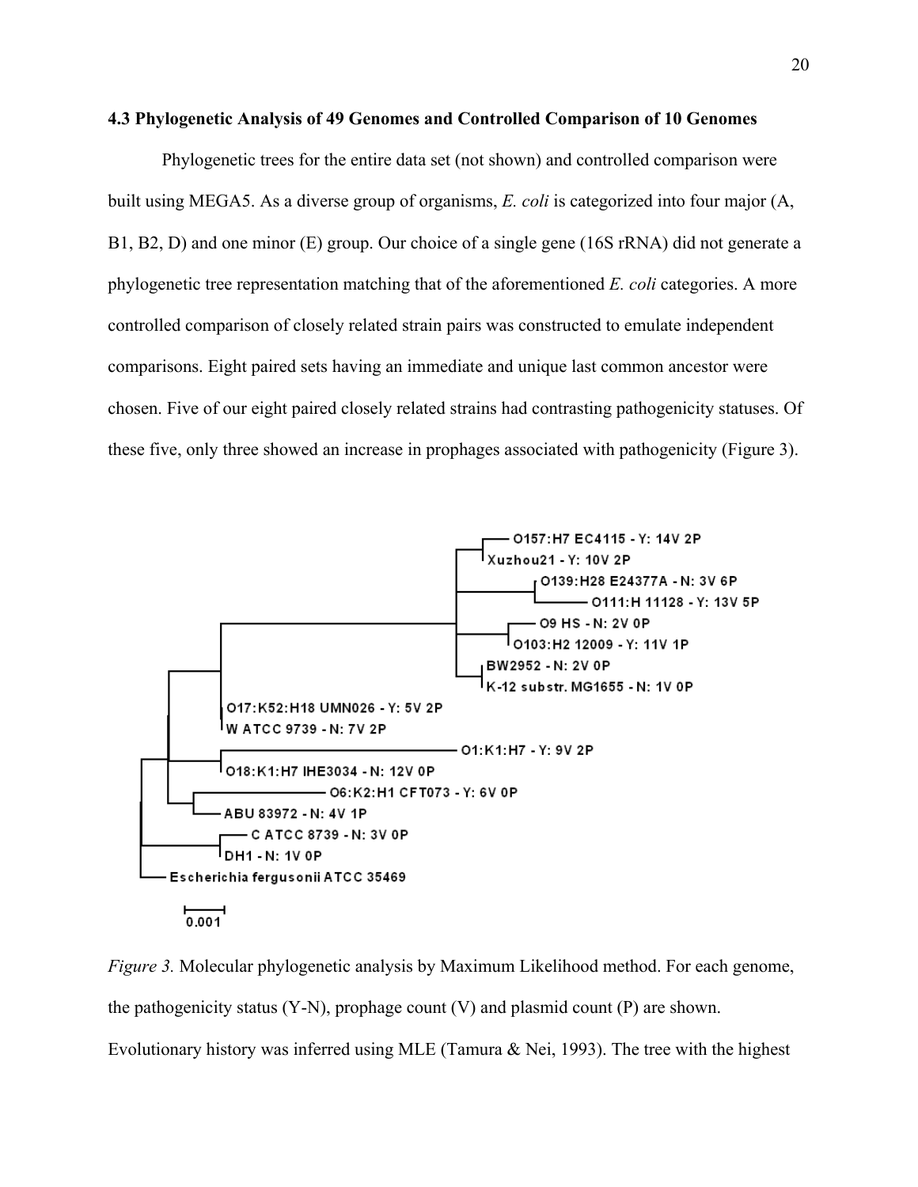**4.3 Phylogenetic Analysis of 49 Genomes and Controlled Comparison of 10 Genomes**

Phylogenetic trees for the entire data set (not shown) and controlled comparison were built using MEGA5. As a diverse group of organisms, *E. coli* is categorized into four major (A, B1, B2, D) and one minor (E) group. Our choice of a single gene (16S rRNA) did not generate a phylogenetic tree representation matching that of the aforementioned *E. coli* categories. A more controlled comparison of closely related strain pairs was constructed to emulate independent comparisons. Eight paired sets having an immediate and unique last common ancestor were chosen. Five of our eight paired closely related strains had contrasting pathogenicity statuses. Of these five, only three showed an increase in prophages associated with pathogenicity (Figure 3).

*Figure 3.* Molecular phylogenetic analysis by Maximum Likelihood method. For each genome, the pathogenicity status (Y-N), prophage count (V) and plasmid count (P) are shown. Evolutionary history was inferred using MLE (Tamura & Nei, 1993). The tree with the highest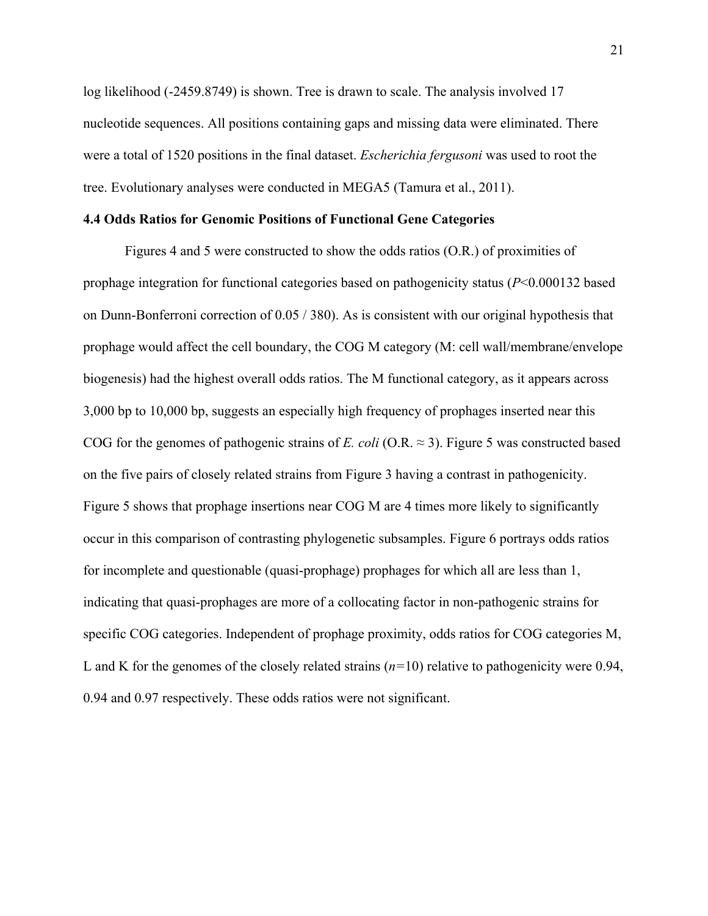log likelihood (-2459.8749) is shown. Tree is drawn to scale. The analysis involved 17 nucleotide sequences. All positions containing gaps and missing data were eliminated. There were a total of 1520 positions in the final dataset. *Escherichia fergusoni* was used to root the tree. Evolutionary analyses were conducted in MEGA5 (Tamura et al., 2011).

### 4.4 Odds Ratios for Genomic Positions of Functional Gene Categories

Figures 4 and 5 were constructed to show the odds ratios (O.R.) of proximities of prophage integration for functional categories based on pathogenicity status ($P<0.000132$ based on Dunn-Bonferroni correction of 0.05 / 380). As is consistent with our original hypothesis that prophage would affect the cell boundary, the COG M category (M: cell wall/membrane/envelope biogenesis) had the highest overall odds ratios. The M functional category, as it appears across 3,000 bp to 10,000 bp, suggests an especially high frequency of prophages inserted near this COG for the genomes of pathogenic strains of *E. coli* (O.R. ≈ 3). Figure 5 was constructed based on the five pairs of closely related strains from Figure 3 having a contrast in pathogenicity. Figure 5 shows that prophage insertions near COG M are 4 times more likely to significantly occur in this comparison of contrasting phylogenetic subsamples. Figure 6 portrays odds ratios for incomplete and questionable (quasi-prophage) prophages for which all are less than 1, indicating that quasi-prophages are more of a collocating factor in non-pathogenic strains for specific COG categories. Independent of prophage proximity, odds ratios for COG categories M, L and K for the genomes of the closely related strains ($n=10$) relative to pathogenicity were 0.94, 0.94 and 0.97 respectively. These odds ratios were not significant.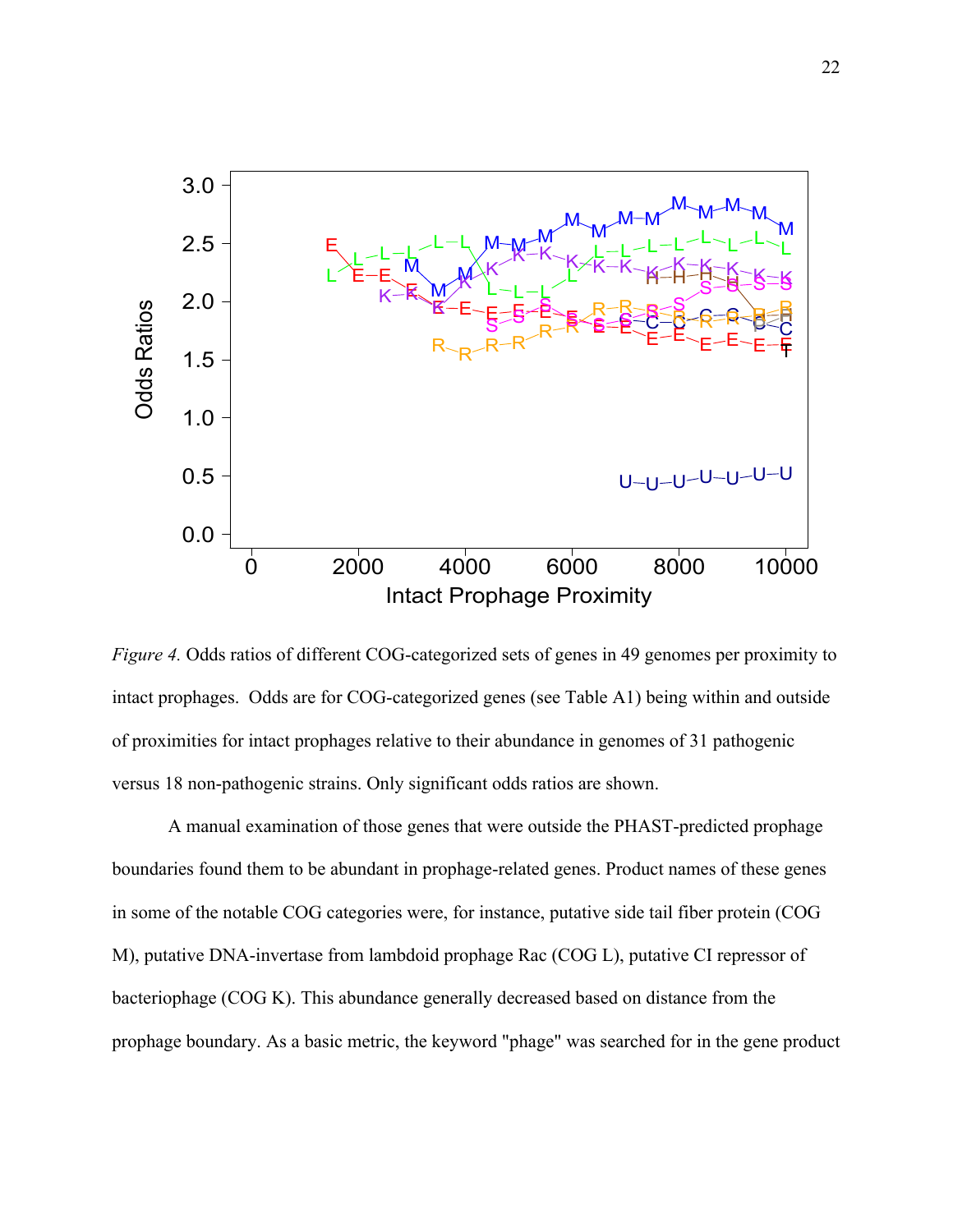*Figure 4.* Odds ratios of different COG-categorized sets of genes in 49 genomes per proximity to intact prophages. Odds are for COG-categorized genes (see Table A1) being within and outside of proximities for intact prophages relative to their abundance in genomes of 31 pathogenic versus 18 non-pathogenic strains. Only significant odds ratios are shown.

A manual examination of those genes that were outside the PHAST-predicted prophage boundaries found them to be abundant in prophage-related genes. Product names of these genes in some of the notable COG categories were, for instance, putative side tail fiber protein (COG M), putative DNA-invertase from lambdoid prophage Rac (COG L), putative CI repressor of bacteriophage (COG K). This abundance generally decreased based on distance from the prophage boundary. As a basic metric, the keyword "phage" was searched for in the gene product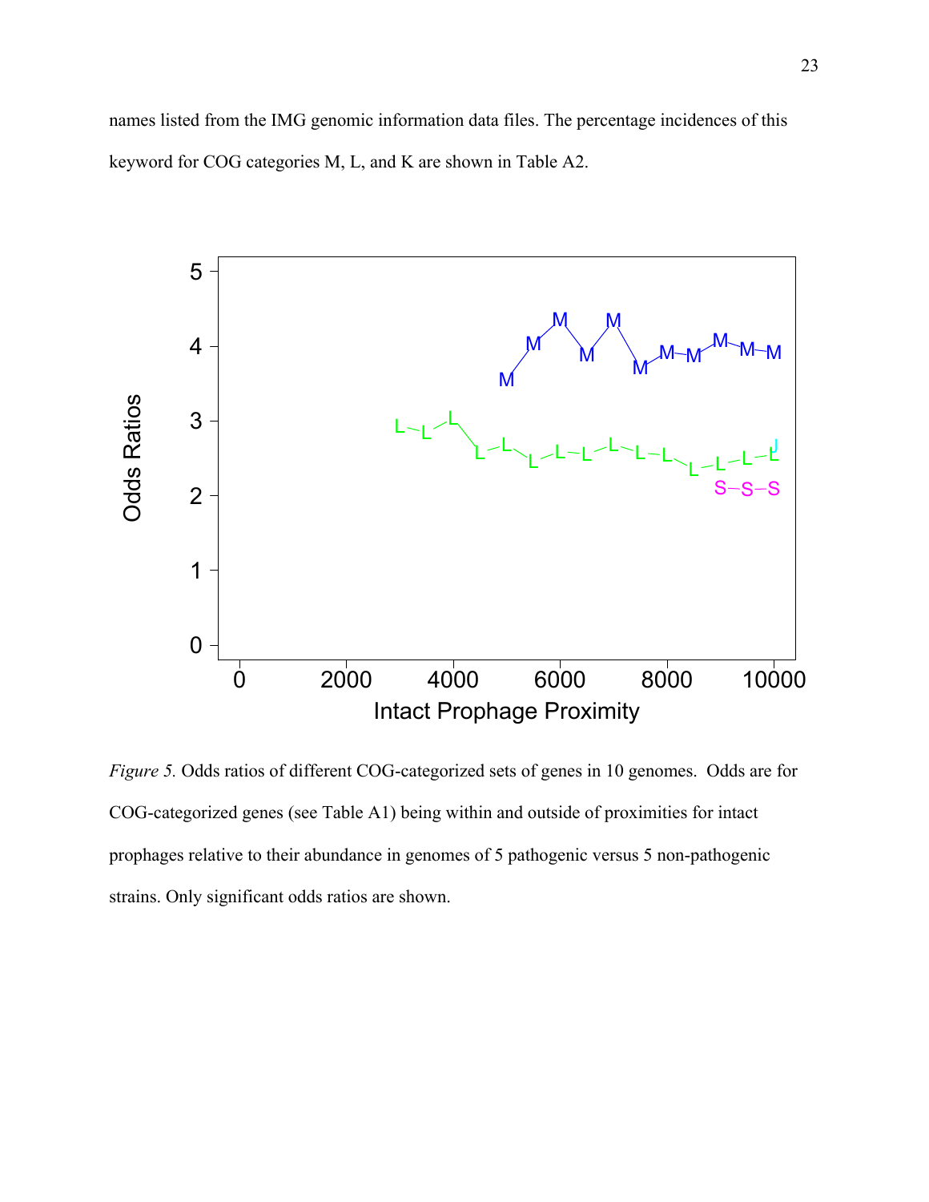names listed from the IMG genomic information data files. The percentage incidences of this keyword for COG categories M, L, and K are shown in Table A2.

*Figure 5.* Odds ratios of different COG-categorized sets of genes in 10 genomes. Odds are for COG-categorized genes (see Table A1) being within and outside of proximities for intact prophages relative to their abundance in genomes of 5 pathogenic versus 5 non-pathogenic strains. Only significant odds ratios are shown.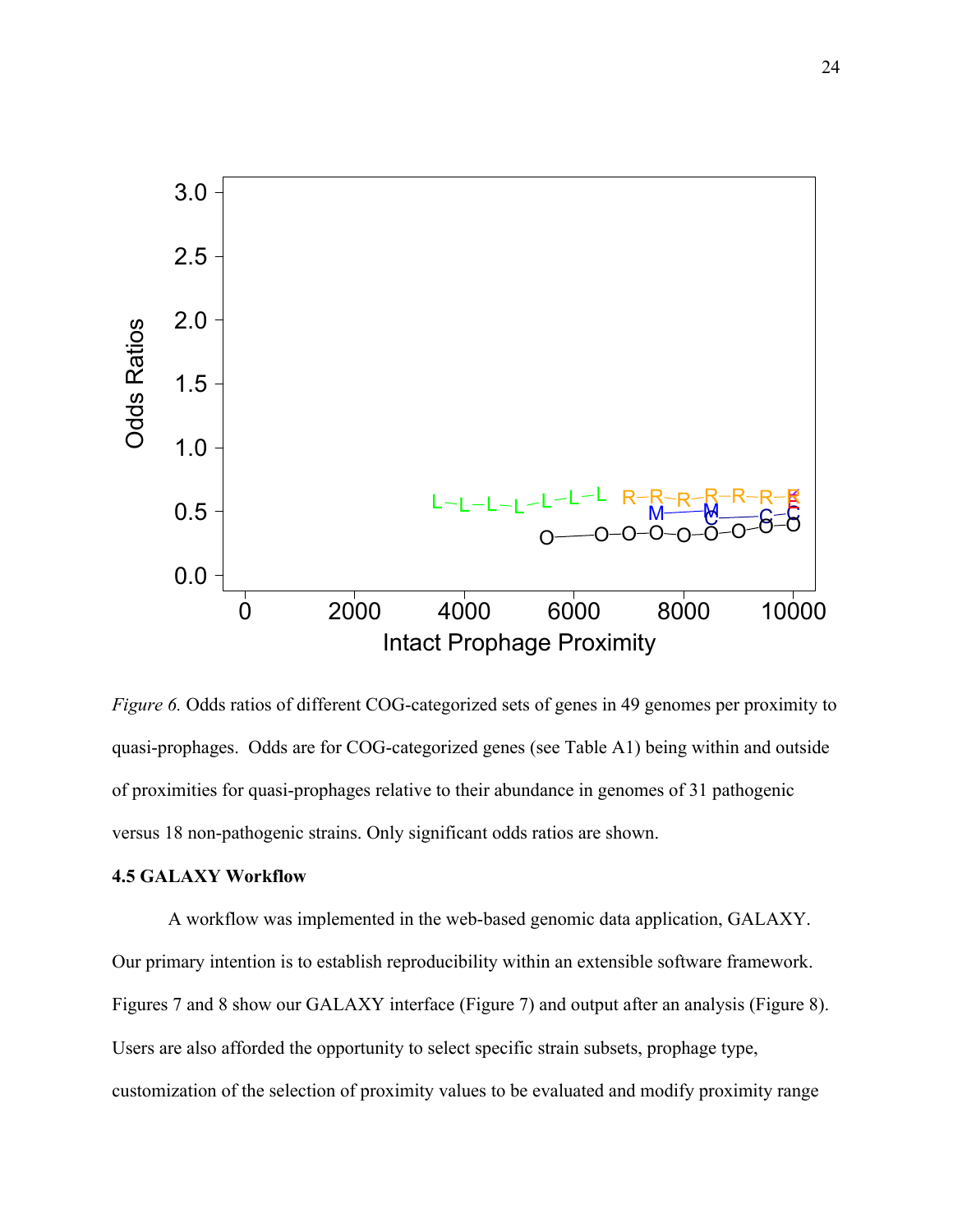*Figure 6.* Odds ratios of different COG-categorized sets of genes in 49 genomes per proximity to quasi-prophages. Odds are for COG-categorized genes (see Table A1) being within and outside of proximities for quasi-prophages relative to their abundance in genomes of 31 pathogenic versus 18 non-pathogenic strains. Only significant odds ratios are shown.

### 4.5 GALAXY Workflow

A workflow was implemented in the web-based genomic data application, GALAXY. Our primary intention is to establish reproducibility within an extensible software framework. Figures 7 and 8 show our GALAXY interface (Figure 7) and output after an analysis (Figure 8). Users are also afforded the opportunity to select specific strain subsets, prophage type, customization of the selection of proximity values to be evaluated and modify proximity range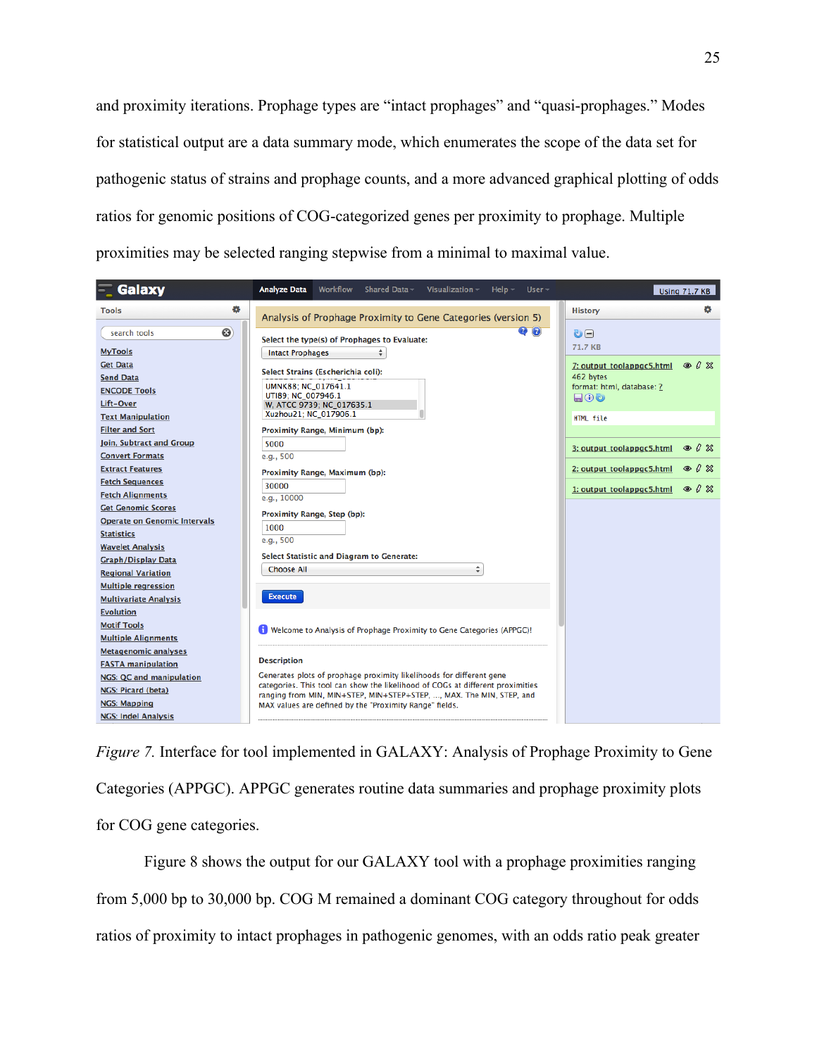and proximity iterations. Prophage types are "intact prophages" and "quasi-prophages." Modes for statistical output are a data summary mode, which enumerates the scope of the data set for pathogenic status of strains and prophage counts, and a more advanced graphical plotting of odds ratios for genomic positions of COG-categorized genes per proximity to prophage. Multiple proximities may be selected ranging stepwise from a minimal to maximal value.

*Figure 7.* Interface for tool implemented in GALAXY: Analysis of Prophage Proximity to Gene Categories (APPGC). APPGC generates routine data summaries and prophage proximity plots for COG gene categories.

Figure 8 shows the output for our GALAXY tool with a prophage proximities ranging from 5,000 bp to 30,000 bp. COG M remained a dominant COG category throughout for odds ratios of proximity to intact prophages in pathogenic genomes, with an odds ratio peak greater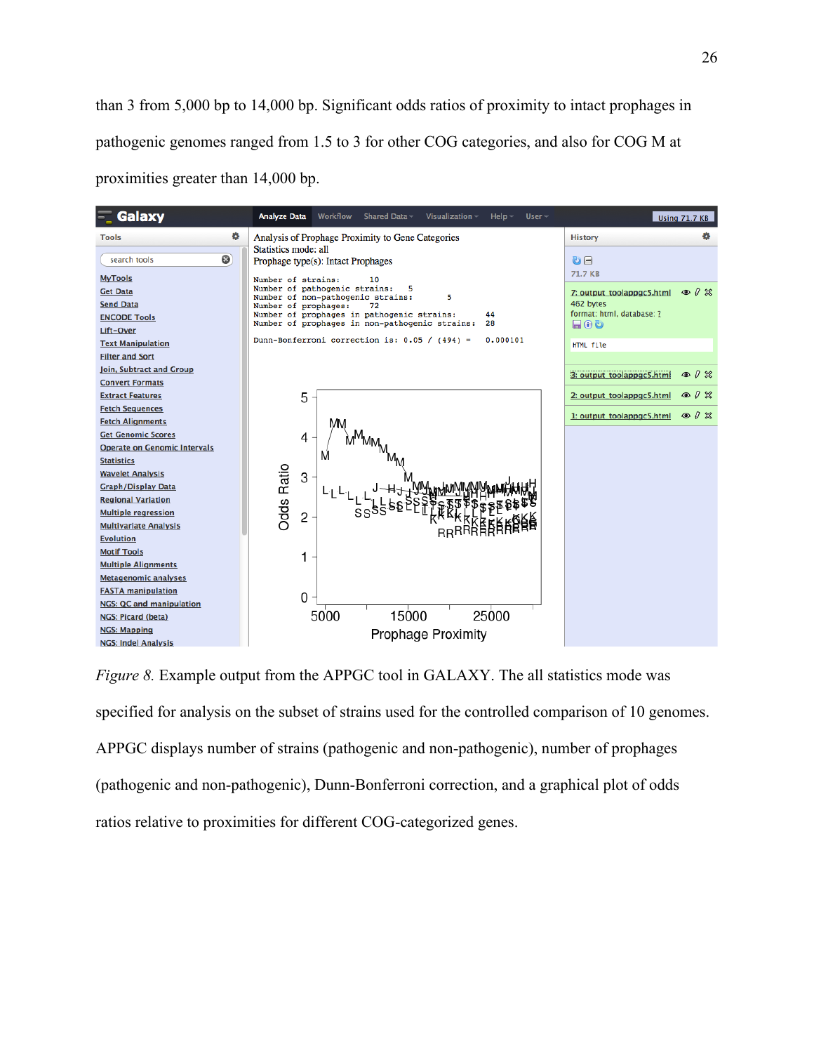than 3 from 5,000 bp to 14,000 bp. Significant odds ratios of proximity to intact prophages in pathogenic genomes ranged from 1.5 to 3 for other COG categories, and also for COG M at proximities greater than 14,000 bp.

*Figure 8.* Example output from the APPGC tool in GALAXY. The all statistics mode was specified for analysis on the subset of strains used for the controlled comparison of 10 genomes. APPGC displays number of strains (pathogenic and non-pathogenic), number of prophages (pathogenic and non-pathogenic), Dunn-Bonferroni correction, and a graphical plot of odds ratios relative to proximities for different COG-categorized genes.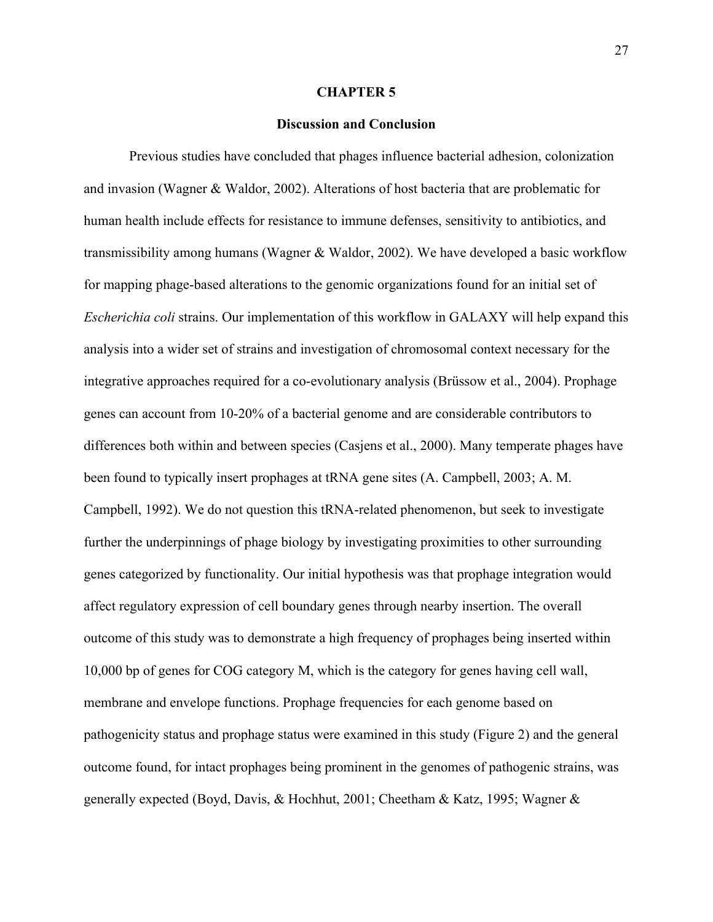# CHAPTER 5

## Discussion and Conclusion

Previous studies have concluded that phages influence bacterial adhesion, colonization and invasion (Wagner & Waldor, 2002). Alterations of host bacteria that are problematic for human health include effects for resistance to immune defenses, sensitivity to antibiotics, and transmissibility among humans (Wagner & Waldor, 2002). We have developed a basic workflow for mapping phage-based alterations to the genomic organizations found for an initial set of *Escherichia coli* strains. Our implementation of this workflow in GALAXY will help expand this analysis into a wider set of strains and investigation of chromosomal context necessary for the integrative approaches required for a co-evolutionary analysis (Brüssow et al., 2004). Prophage genes can account from 10-20% of a bacterial genome and are considerable contributors to differences both within and between species (Casjens et al., 2000). Many temperate phages have been found to typically insert prophages at tRNA gene sites (A. Campbell, 2003; A. M. Campbell, 1992). We do not question this tRNA-related phenomenon, but seek to investigate further the underpinnings of phage biology by investigating proximities to other surrounding genes categorized by functionality. Our initial hypothesis was that prophage integration would affect regulatory expression of cell boundary genes through nearby insertion. The overall outcome of this study was to demonstrate a high frequency of prophages being inserted within 10,000 bp of genes for COG category M, which is the category for genes having cell wall, membrane and envelope functions. Prophage frequencies for each genome based on pathogenicity status and prophage status were examined in this study (Figure 2) and the general outcome found, for intact prophages being prominent in the genomes of pathogenic strains, was generally expected (Boyd, Davis, & Hochhut, 2001; Cheetham & Katz, 1995; Wagner &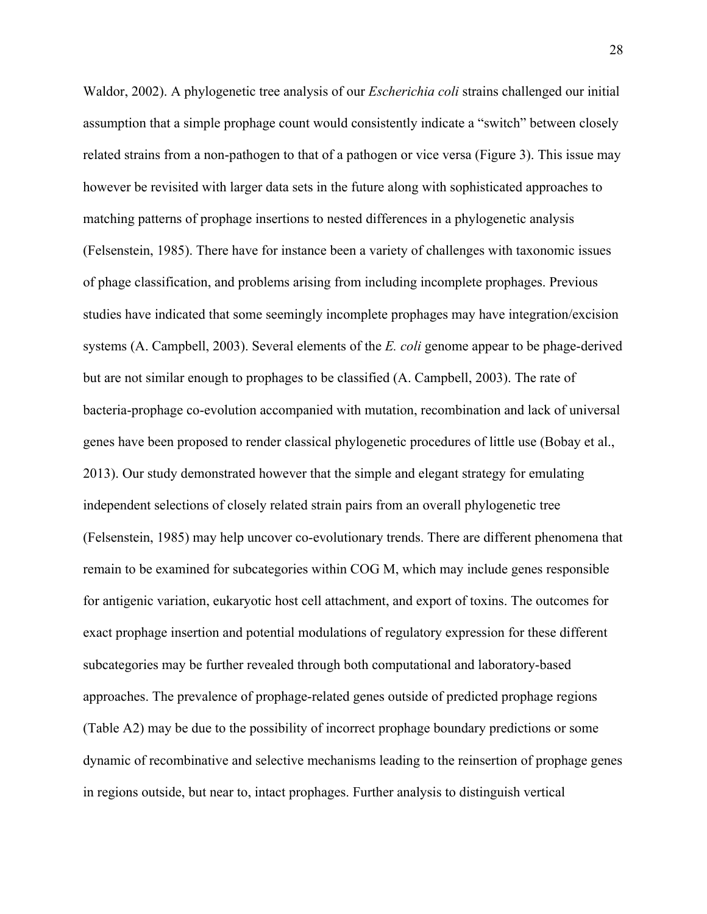Waldor, 2002). A phylogenetic tree analysis of our *Escherichia coli* strains challenged our initial assumption that a simple prophage count would consistently indicate a "switch" between closely related strains from a non-pathogen to that of a pathogen or vice versa (Figure 3). This issue may however be revisited with larger data sets in the future along with sophisticated approaches to matching patterns of prophage insertions to nested differences in a phylogenetic analysis (Felsenstein, 1985). There have for instance been a variety of challenges with taxonomic issues of phage classification, and problems arising from including incomplete prophages. Previous studies have indicated that some seemingly incomplete prophages may have integration/excision systems (A. Campbell, 2003). Several elements of the *E. coli* genome appear to be phage-derived but are not similar enough to prophages to be classified (A. Campbell, 2003). The rate of bacteria-prophage co-evolution accompanied with mutation, recombination and lack of universal genes have been proposed to render classical phylogenetic procedures of little use (Bobay et al., 2013). Our study demonstrated however that the simple and elegant strategy for emulating independent selections of closely related strain pairs from an overall phylogenetic tree (Felsenstein, 1985) may help uncover co-evolutionary trends. There are different phenomena that remain to be examined for subcategories within COG M, which may include genes responsible for antigenic variation, eukaryotic host cell attachment, and export of toxins. The outcomes for exact prophage insertion and potential modulations of regulatory expression for these different subcategories may be further revealed through both computational and laboratory-based approaches. The prevalence of prophage-related genes outside of predicted prophage regions (Table A2) may be due to the possibility of incorrect prophage boundary predictions or some dynamic of recombinative and selective mechanisms leading to the reinsertion of prophage genes in regions outside, but near to, intact prophages. Further analysis to distinguish vertical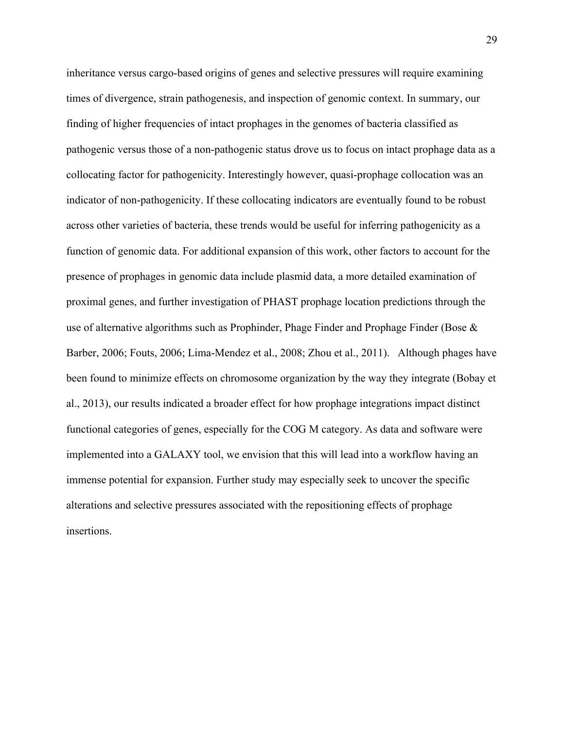inheritance versus cargo-based origins of genes and selective pressures will require examining times of divergence, strain pathogenesis, and inspection of genomic context. In summary, our finding of higher frequencies of intact prophages in the genomes of bacteria classified as pathogenic versus those of a non-pathogenic status drove us to focus on intact prophage data as a collocating factor for pathogenicity. Interestingly however, quasi-prophage collocation was an indicator of non-pathogenicity. If these collocating indicators are eventually found to be robust across other varieties of bacteria, these trends would be useful for inferring pathogenicity as a function of genomic data. For additional expansion of this work, other factors to account for the presence of prophages in genomic data include plasmid data, a more detailed examination of proximal genes, and further investigation of PHAST prophage location predictions through the use of alternative algorithms such as Prophinder, Phage Finder and Prophage Finder (Bose & Barber, 2006; Fouts, 2006; Lima-Mendez et al., 2008; Zhou et al., 2011). Although phages have been found to minimize effects on chromosome organization by the way they integrate (Bobay et al., 2013), our results indicated a broader effect for how prophage integrations impact distinct functional categories of genes, especially for the COG M category. As data and software were implemented into a GALAXY tool, we envision that this will lead into a workflow having an immense potential for expansion. Further study may especially seek to uncover the specific alterations and selective pressures associated with the repositioning effects of prophage insertions.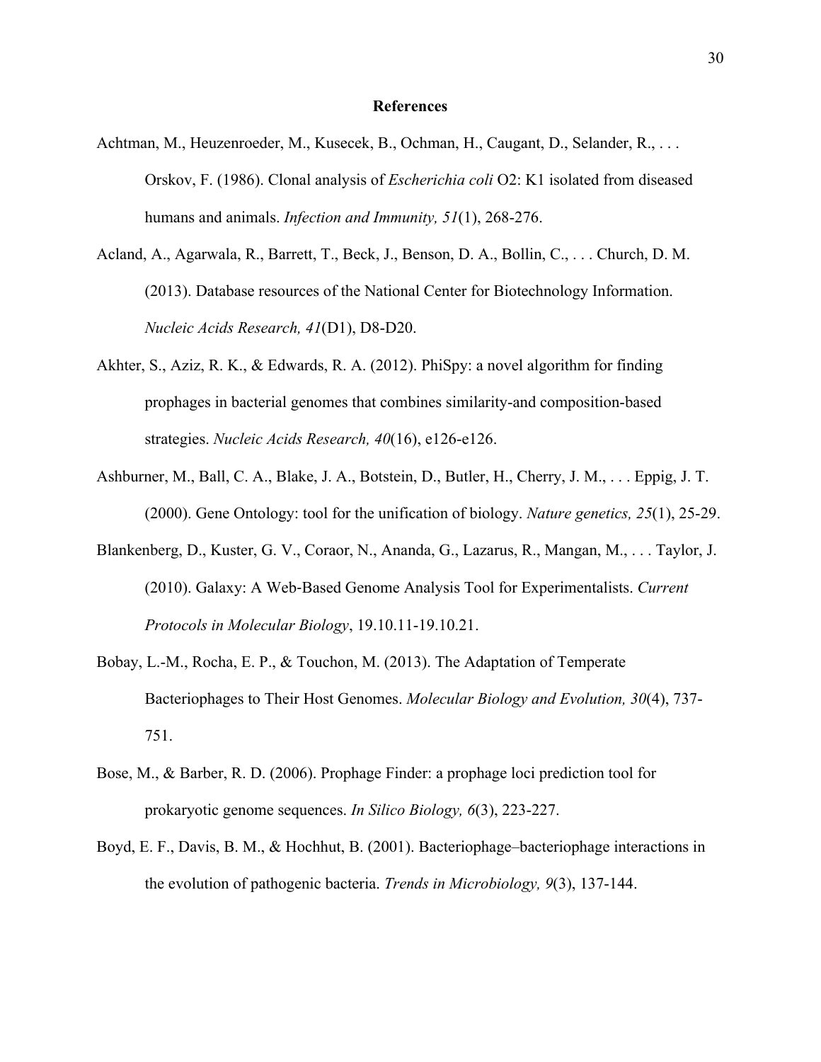## References

Achtman, M., Heuzenroeder, M., Kusecek, B., Ochman, H., Caugant, D., Selander, R., . . . Orskov, F. (1986). Clonal analysis of *Escherichia coli* O2: K1 isolated from diseased humans and animals. *Infection and Immunity, 51*(1), 268-276.

Acland, A., Agarwala, R., Barrett, T., Beck, J., Benson, D. A., Bollin, C., . . . Church, D. M. (2013). Database resources of the National Center for Biotechnology Information. *Nucleic Acids Research, 41*(D1), D8-D20.

Akhter, S., Aziz, R. K., & Edwards, R. A. (2012). PhiSpy: a novel algorithm for finding prophages in bacterial genomes that combines similarity-and composition-based strategies. *Nucleic Acids Research, 40*(16), e126-e126.

Ashburner, M., Ball, C. A., Blake, J. A., Botstein, D., Butler, H., Cherry, J. M., . . . Eppig, J. T. (2000). Gene Ontology: tool for the unification of biology. *Nature genetics, 25*(1), 25-29.

Blankenberg, D., Kuster, G. V., Coraor, N., Ananda, G., Lazarus, R., Mangan, M., . . . Taylor, J. (2010). Galaxy: A Web-Based Genome Analysis Tool for Experimentalists. *Current Protocols in Molecular Biology*, 19.10.11-19.10.21.

Bobay, L.-M., Rocha, E. P., & Touchon, M. (2013). The Adaptation of Temperate Bacteriophages to Their Host Genomes. *Molecular Biology and Evolution, 30*(4), 737-751.

Bose, M., & Barber, R. D. (2006). Prophage Finder: a prophage loci prediction tool for prokaryotic genome sequences. *In Silico Biology, 6*(3), 223-227.

Boyd, E. F., Davis, B. M., & Hochhut, B. (2001). Bacteriophage–bacteriophage interactions in the evolution of pathogenic bacteria. *Trends in Microbiology, 9*(3), 137-144.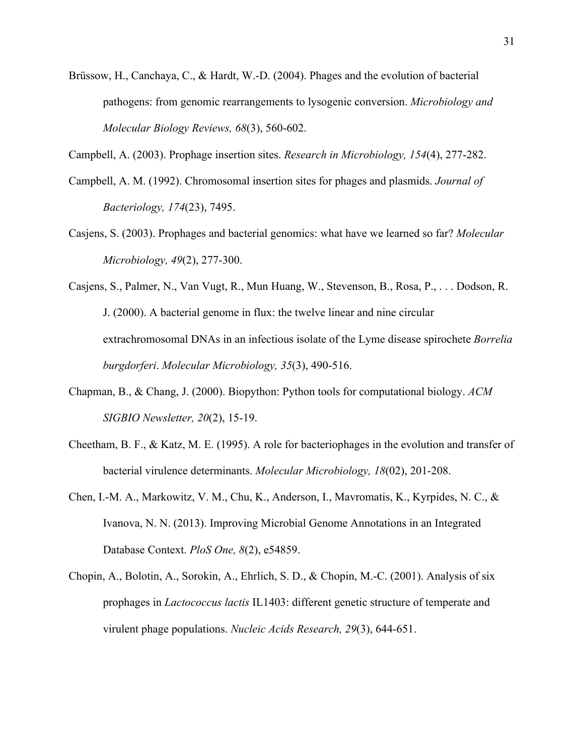Brüssow, H., Canchaya, C., & Hardt, W.-D. (2004). Phages and the evolution of bacterial pathogens: from genomic rearrangements to lysogenic conversion. *Microbiology and Molecular Biology Reviews, 68*(3), 560-602.

Campbell, A. (2003). Prophage insertion sites. *Research in Microbiology, 154*(4), 277-282.

Campbell, A. M. (1992). Chromosomal insertion sites for phages and plasmids. *Journal of Bacteriology, 174*(23), 7495.

Casjens, S. (2003). Prophages and bacterial genomics: what have we learned so far? *Molecular Microbiology, 49*(2), 277-300.

Casjens, S., Palmer, N., Van Vugt, R., Mun Huang, W., Stevenson, B., Rosa, P., . . . Dodson, R. J. (2000). A bacterial genome in flux: the twelve linear and nine circular extrachromosomal DNAs in an infectious isolate of the Lyme disease spirochete *Borrelia burgdorferi*. *Molecular Microbiology, 35*(3), 490-516.

Chapman, B., & Chang, J. (2000). Biopython: Python tools for computational biology. *ACM SIGBIO Newsletter, 20*(2), 15-19.

Cheetham, B. F., & Katz, M. E. (1995). A role for bacteriophages in the evolution and transfer of bacterial virulence determinants. *Molecular Microbiology, 18*(02), 201-208.

Chen, I.-M. A., Markowitz, V. M., Chu, K., Anderson, I., Mavromatis, K., Kyrpides, N. C., & Ivanova, N. N. (2013). Improving Microbial Genome Annotations in an Integrated Database Context. *PloS One, 8*(2), e54859.

Chopin, A., Bolotin, A., Sorokin, A., Ehrlich, S. D., & Chopin, M.-C. (2001). Analysis of six prophages in *Lactococcus lactis* IL1403: different genetic structure of temperate and virulent phage populations. *Nucleic Acids Research, 29*(3), 644-651.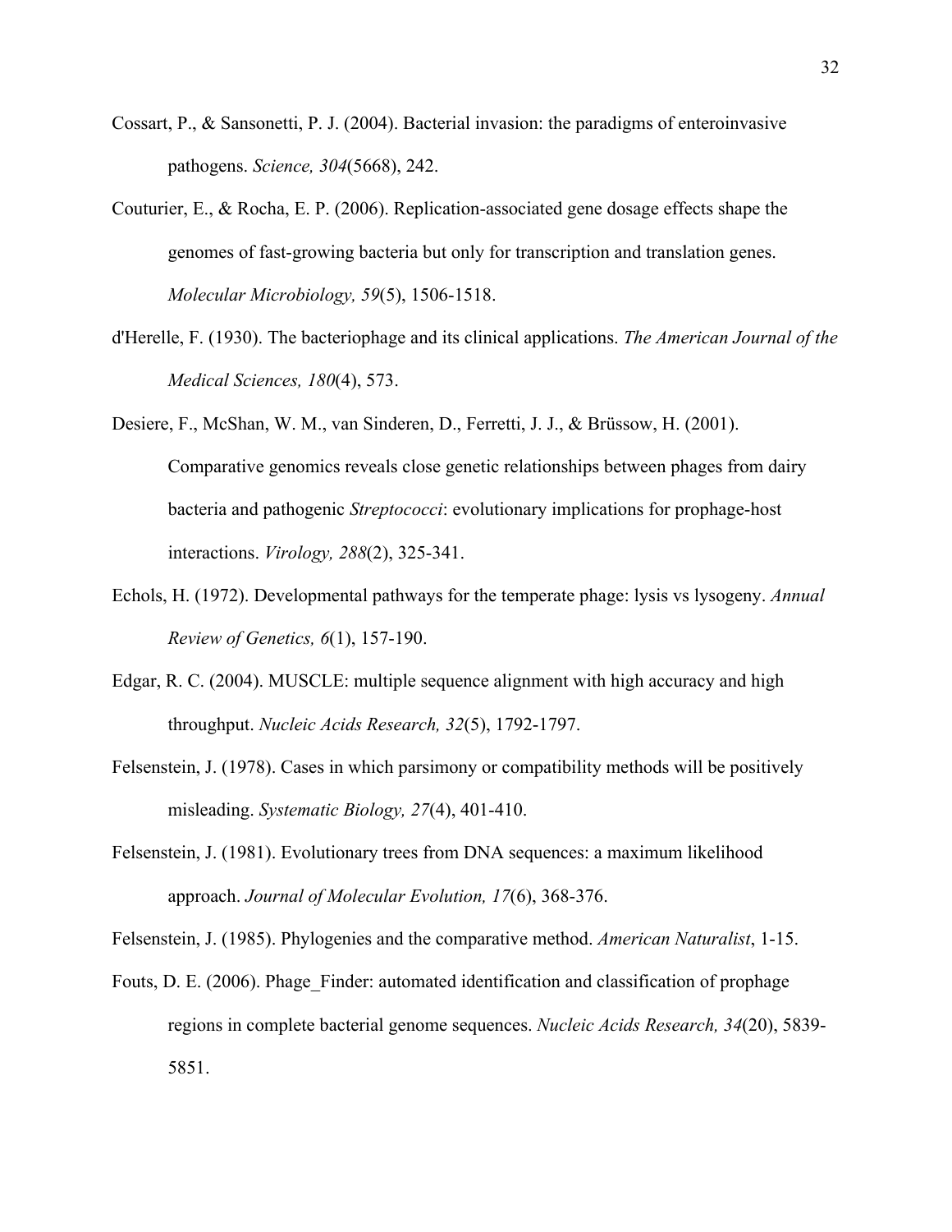Cossart, P., & Sansonetti, P. J. (2004). Bacterial invasion: the paradigms of enteroinvasive pathogens. *Science, 304*(5668), 242.

Couturier, E., & Rocha, E. P. (2006). Replication-associated gene dosage effects shape the genomes of fast-growing bacteria but only for transcription and translation genes. *Molecular Microbiology, 59*(5), 1506-1518.

d'Herelle, F. (1930). The bacteriophage and its clinical applications. *The American Journal of the Medical Sciences, 180*(4), 573.

Desiere, F., McShan, W. M., van Sinderen, D., Ferretti, J. J., & Brüssow, H. (2001). Comparative genomics reveals close genetic relationships between phages from dairy bacteria and pathogenic *Streptococci*: evolutionary implications for prophage-host interactions. *Virology, 288*(2), 325-341.

Echols, H. (1972). Developmental pathways for the temperate phage: lysis vs lysogeny. *Annual Review of Genetics, 6*(1), 157-190.

Edgar, R. C. (2004). MUSCLE: multiple sequence alignment with high accuracy and high throughput. *Nucleic Acids Research, 32*(5), 1792-1797.

Felsenstein, J. (1978). Cases in which parsimony or compatibility methods will be positively misleading. *Systematic Biology, 27*(4), 401-410.

Felsenstein, J. (1981). Evolutionary trees from DNA sequences: a maximum likelihood approach. *Journal of Molecular Evolution, 17*(6), 368-376.

Felsenstein, J. (1985). Phylogenies and the comparative method. *American Naturalist*, 1-15.

Fouts, D. E. (2006). Phage_Finder: automated identification and classification of prophage regions in complete bacterial genome sequences. *Nucleic Acids Research, 34*(20), 5839-5851.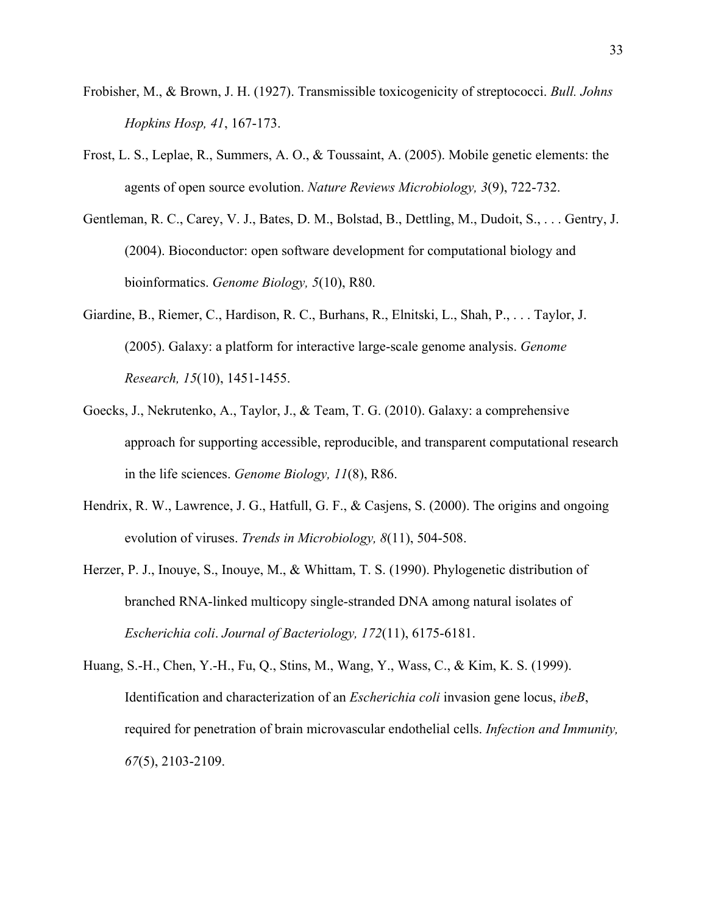Frobisher, M., & Brown, J. H. (1927). Transmissible toxicogenicity of streptococci. *Bull. Johns Hopkins Hosp, 41*, 167-173.

Frost, L. S., Leplae, R., Summers, A. O., & Toussaint, A. (2005). Mobile genetic elements: the agents of open source evolution. *Nature Reviews Microbiology, 3*(9), 722-732.

Gentleman, R. C., Carey, V. J., Bates, D. M., Bolstad, B., Dettling, M., Dudoit, S., . . . Gentry, J. (2004). Bioconductor: open software development for computational biology and bioinformatics. *Genome Biology, 5*(10), R80.

Giardine, B., Riemer, C., Hardison, R. C., Burhans, R., Elnitski, L., Shah, P., . . . Taylor, J. (2005). Galaxy: a platform for interactive large-scale genome analysis. *Genome Research, 15*(10), 1451-1455.

Goecks, J., Nekrutenko, A., Taylor, J., & Team, T. G. (2010). Galaxy: a comprehensive approach for supporting accessible, reproducible, and transparent computational research in the life sciences. *Genome Biology, 11*(8), R86.

Hendrix, R. W., Lawrence, J. G., Hatfull, G. F., & Casjens, S. (2000). The origins and ongoing evolution of viruses. *Trends in Microbiology, 8*(11), 504-508.

Herzer, P. J., Inouye, S., Inouye, M., & Whittam, T. S. (1990). Phylogenetic distribution of branched RNA-linked multicopy single-stranded DNA among natural isolates of *Escherichia coli*. *Journal of Bacteriology, 172*(11), 6175-6181.

Huang, S.-H., Chen, Y.-H., Fu, Q., Stins, M., Wang, Y., Wass, C., & Kim, K. S. (1999). Identification and characterization of an *Escherichia coli* invasion gene locus, *ibeB*, required for penetration of brain microvascular endothelial cells. *Infection and Immunity, 67*(5), 2103-2109.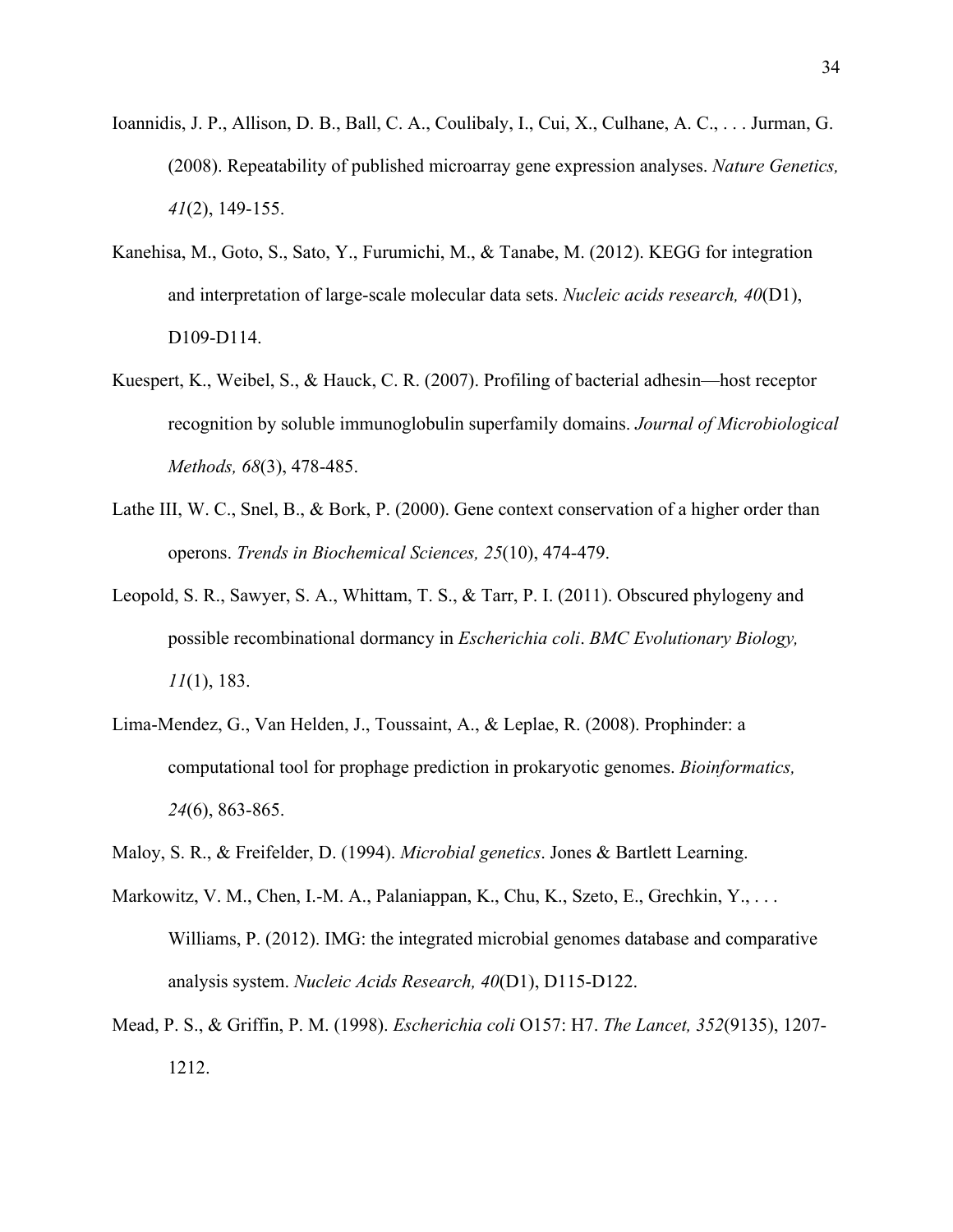Ioannidis, J. P., Allison, D. B., Ball, C. A., Coulibaly, I., Cui, X., Culhane, A. C., . . . Jurman, G. (2008). Repeatability of published microarray gene expression analyses. *Nature Genetics, 41*(2), 149-155.

Kanehisa, M., Goto, S., Sato, Y., Furumichi, M., & Tanabe, M. (2012). KEGG for integration and interpretation of large-scale molecular data sets. *Nucleic acids research, 40*(D1), D109-D114.

Kuespert, K., Weibel, S., & Hauck, C. R. (2007). Profiling of bacterial adhesin—host receptor recognition by soluble immunoglobulin superfamily domains. *Journal of Microbiological Methods, 68*(3), 478-485.

Lathe III, W. C., Snel, B., & Bork, P. (2000). Gene context conservation of a higher order than operons. *Trends in Biochemical Sciences, 25*(10), 474-479.

Leopold, S. R., Sawyer, S. A., Whittam, T. S., & Tarr, P. I. (2011). Obscured phylogeny and possible recombinational dormancy in *Escherichia coli*. *BMC Evolutionary Biology, 11*(1), 183.

Lima-Mendez, G., Van Helden, J., Toussaint, A., & Leplae, R. (2008). Prophinder: a computational tool for prophage prediction in prokaryotic genomes. *Bioinformatics, 24*(6), 863-865.

Maloy, S. R., & Freifelder, D. (1994). *Microbial genetics*. Jones & Bartlett Learning.

Markowitz, V. M., Chen, I.-M. A., Palaniappan, K., Chu, K., Szeto, E., Grechkin, Y., . . . Williams, P. (2012). IMG: the integrated microbial genomes database and comparative analysis system. *Nucleic Acids Research, 40*(D1), D115-D122.

Mead, P. S., & Griffin, P. M. (1998). *Escherichia coli* O157: H7. *The Lancet, 352*(9135), 1207-1212.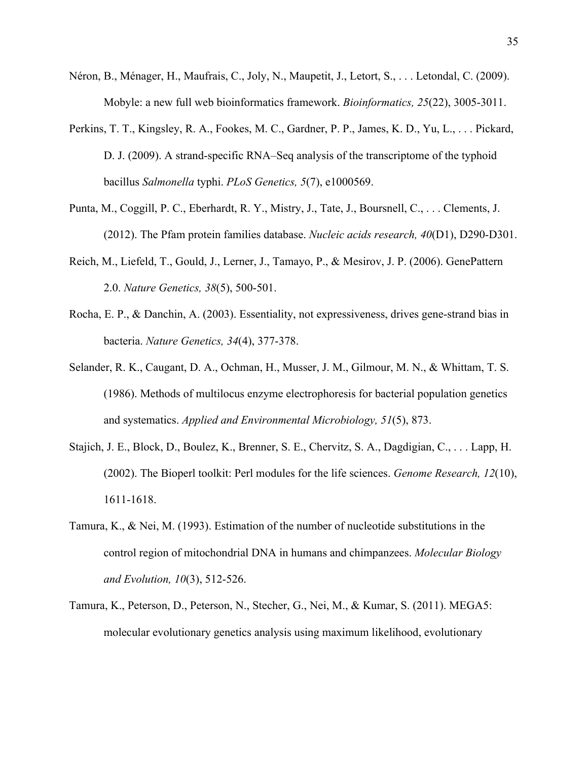Néron, B., Ménager, H., Maufrais, C., Joly, N., Maupetit, J., Letort, S., . . . Letondal, C. (2009). Mobyle: a new full web bioinformatics framework. *Bioinformatics, 25*(22), 3005-3011.

Perkins, T. T., Kingsley, R. A., Fookes, M. C., Gardner, P. P., James, K. D., Yu, L., . . . Pickard, D. J. (2009). A strand-specific RNA–Seq analysis of the transcriptome of the typhoid bacillus *Salmonella* typhi. *PLoS Genetics, 5*(7), e1000569.

Punta, M., Coggill, P. C., Eberhardt, R. Y., Mistry, J., Tate, J., Boursnell, C., . . . Clements, J. (2012). The Pfam protein families database. *Nucleic acids research, 40*(D1), D290-D301.

Reich, M., Liefeld, T., Gould, J., Lerner, J., Tamayo, P., & Mesirov, J. P. (2006). GenePattern 2.0. *Nature Genetics, 38*(5), 500-501.

Rocha, E. P., & Danchin, A. (2003). Essentiality, not expressiveness, drives gene-strand bias in bacteria. *Nature Genetics, 34*(4), 377-378.

Selander, R. K., Caugant, D. A., Ochman, H., Musser, J. M., Gilmour, M. N., & Whittam, T. S. (1986). Methods of multilocus enzyme electrophoresis for bacterial population genetics and systematics. *Applied and Environmental Microbiology, 51*(5), 873.

Stajich, J. E., Block, D., Boulez, K., Brenner, S. E., Chervitz, S. A., Dagdigian, C., . . . Lapp, H. (2002). The Bioperl toolkit: Perl modules for the life sciences. *Genome Research, 12*(10), 1611-1618.

Tamura, K., & Nei, M. (1993). Estimation of the number of nucleotide substitutions in the control region of mitochondrial DNA in humans and chimpanzees. *Molecular Biology and Evolution, 10*(3), 512-526.

Tamura, K., Peterson, D., Peterson, N., Stecher, G., Nei, M., & Kumar, S. (2011). MEGA5: molecular evolutionary genetics analysis using maximum likelihood, evolutionary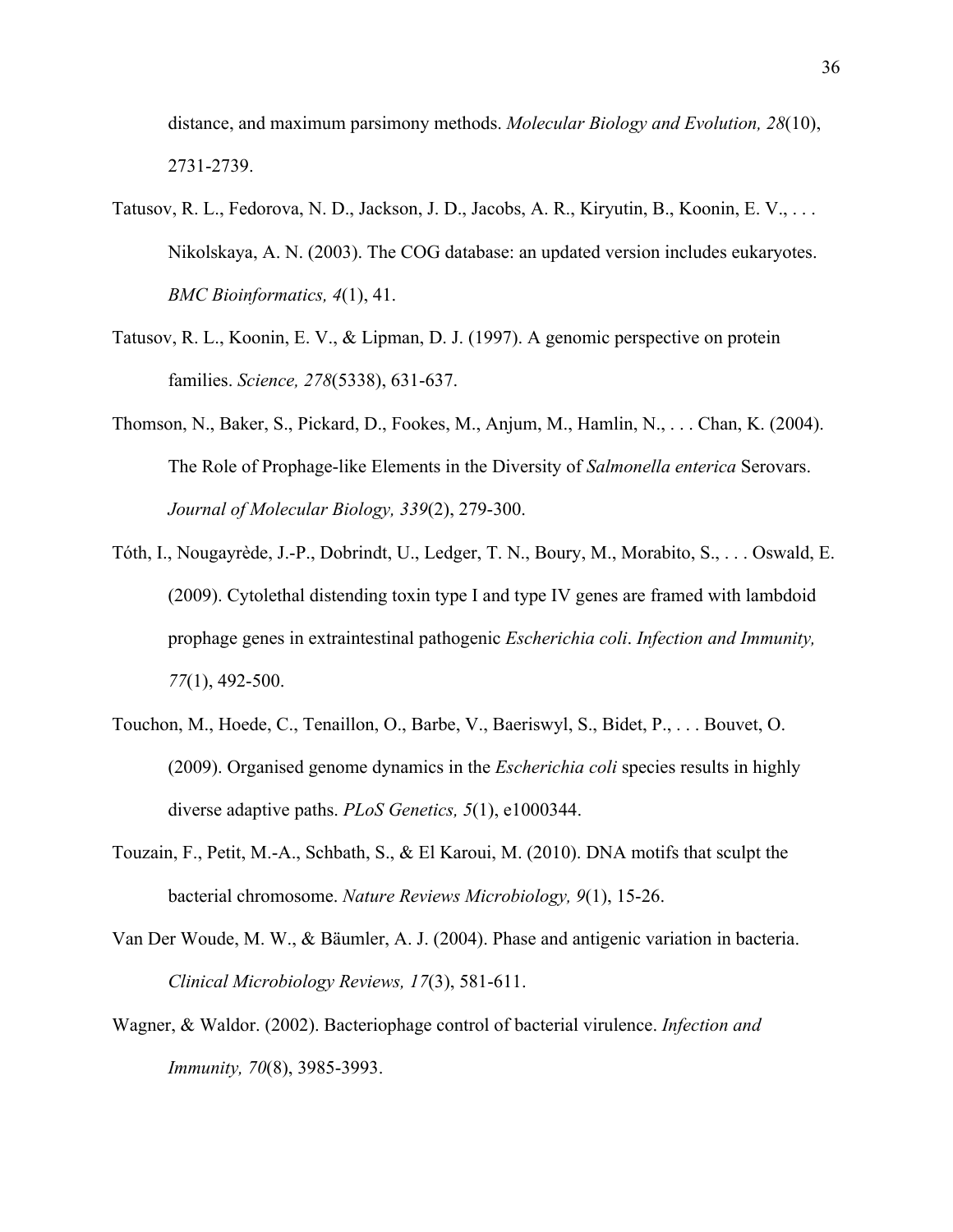distance, and maximum parsimony methods. *Molecular Biology and Evolution, 28*(10), 2731-2739.

Tatusov, R. L., Fedorova, N. D., Jackson, J. D., Jacobs, A. R., Kiryutin, B., Koonin, E. V., . . . Nikolskaya, A. N. (2003). The COG database: an updated version includes eukaryotes. *BMC Bioinformatics, 4*(1), 41.

Tatusov, R. L., Koonin, E. V., & Lipman, D. J. (1997). A genomic perspective on protein families. *Science, 278*(5338), 631-637.

Thomson, N., Baker, S., Pickard, D., Fookes, M., Anjum, M., Hamlin, N., . . . Chan, K. (2004). The Role of Prophage-like Elements in the Diversity of *Salmonella enterica* Serovars. *Journal of Molecular Biology, 339*(2), 279-300.

Tóth, I., Nougayrède, J.-P., Dobrindt, U., Ledger, T. N., Boury, M., Morabito, S., . . . Oswald, E. (2009). Cytolethal distending toxin type I and type IV genes are framed with lambdoid prophage genes in extraintestinal pathogenic *Escherichia coli*. *Infection and Immunity, 77*(1), 492-500.

Touchon, M., Hoede, C., Tenaillon, O., Barbe, V., Baeriswyl, S., Bidet, P., . . . Bouvet, O. (2009). Organised genome dynamics in the *Escherichia coli* species results in highly diverse adaptive paths. *PLoS Genetics, 5*(1), e1000344.

Touzain, F., Petit, M.-A., Schbath, S., & El Karoui, M. (2010). DNA motifs that sculpt the bacterial chromosome. *Nature Reviews Microbiology, 9*(1), 15-26.

Van Der Woude, M. W., & Bäumler, A. J. (2004). Phase and antigenic variation in bacteria. *Clinical Microbiology Reviews, 17*(3), 581-611.

Wagner, & Waldor. (2002). Bacteriophage control of bacterial virulence. *Infection and Immunity, 70*(8), 3985-3993.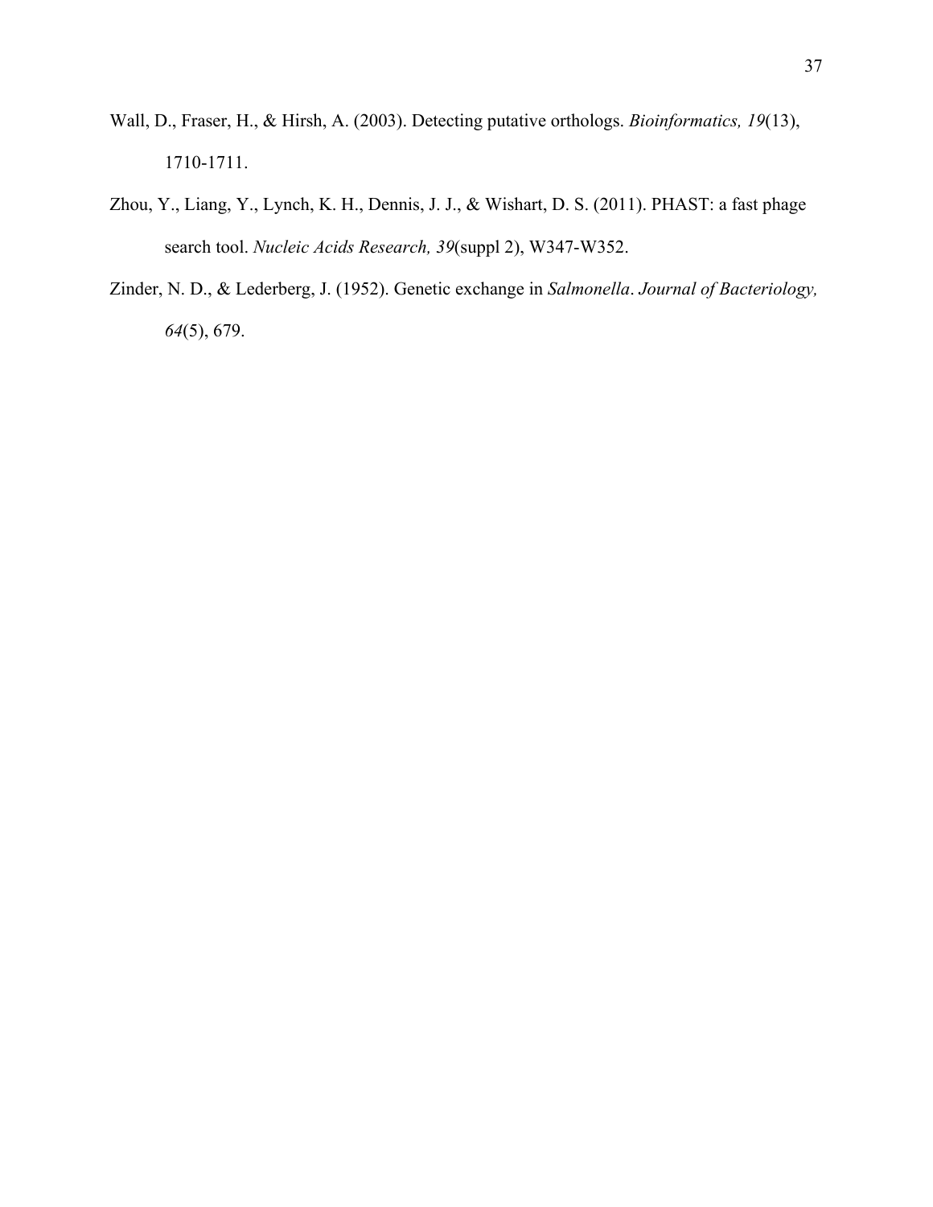Wall, D., Fraser, H., & Hirsh, A. (2003). Detecting putative orthologs. *Bioinformatics, 19*(13), 1710-1711.

Zhou, Y., Liang, Y., Lynch, K. H., Dennis, J. J., & Wishart, D. S. (2011). PHAST: a fast phage search tool. *Nucleic Acids Research, 39*(suppl 2), W347-W352.

Zinder, N. D., & Lederberg, J. (1952). Genetic exchange in *Salmonella*. *Journal of Bacteriology, 64*(5), 679.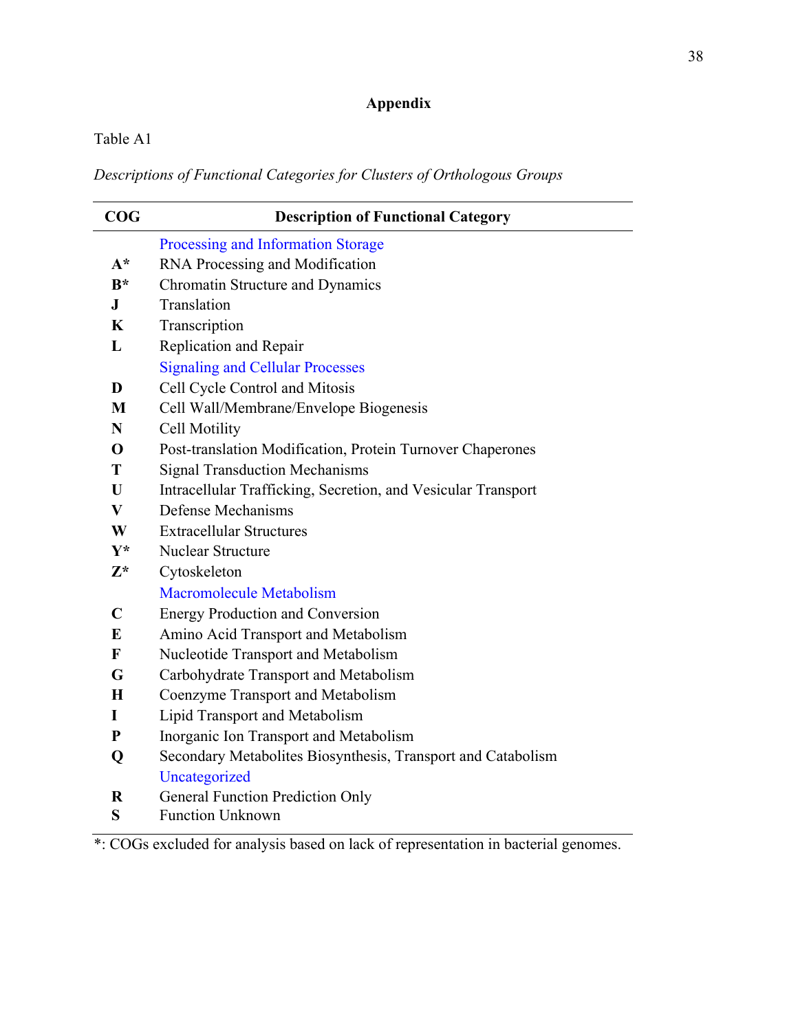# Appendix

Table A1

*Descriptions of Functional Categories for Clusters of Orthologous Groups*

| COG | Description of Functional Category |
|---|---|
| | Processing and Information Storage |
| **A*** | RNA Processing and Modification |
| **B*** | Chromatin Structure and Dynamics |
| **J** | Translation |
| **K** | Transcription |
| **L** | Replication and Repair |
| | Signaling and Cellular Processes |
| **D** | Cell Cycle Control and Mitosis |
| **M** | Cell Wall/Membrane/Envelope Biogenesis |
| **N** | Cell Motility |
| **O** | Post-translation Modification, Protein Turnover Chaperones |
| **T** | Signal Transduction Mechanisms |
| **U** | Intracellular Trafficking, Secretion, and Vesicular Transport |
| **V** | Defense Mechanisms |
| **W** | Extracellular Structures |
| **Y*** | Nuclear Structure |
| **Z*** | Cytoskeleton |
| | Macromolecule Metabolism |
| **C** | Energy Production and Conversion |
| **E** | Amino Acid Transport and Metabolism |
| **F** | Nucleotide Transport and Metabolism |
| **G** | Carbohydrate Transport and Metabolism |
| **H** | Coenzyme Transport and Metabolism |
| **I** | Lipid Transport and Metabolism |
| **P** | Inorganic Ion Transport and Metabolism |
| **Q** | Secondary Metabolites Biosynthesis, Transport and Catabolism |
| | Uncategorized |
| **R** | General Function Prediction Only |
| **S** | Function Unknown |

*: COGs excluded for analysis based on lack of representation in bacterial genomes.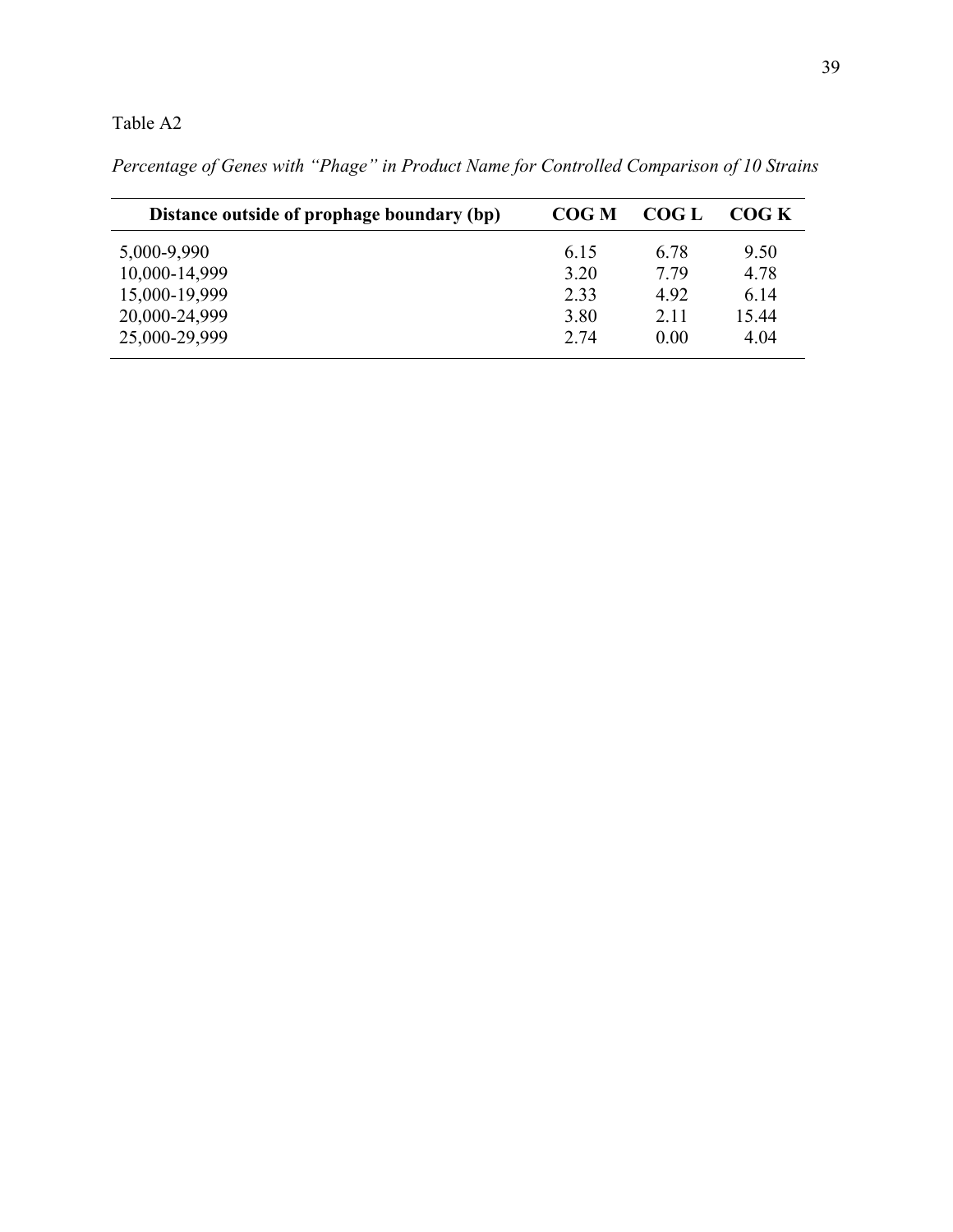Table A2

*Percentage of Genes with "Phage" in Product Name for Controlled Comparison of 10 Strains*

| **Distance outside of prophage boundary (bp)** | **COG M** | **COG L** | **COG K** |
|---|---|---|---|
| 5,000-9,990 | 6.15 | 6.78 | 9.50 |
| 10,000-14,999 | 3.20 | 7.79 | 4.78 |
| 15,000-19,999 | 2.33 | 4.92 | 6.14 |
| 20,000-24,999 | 3.80 | 2.11 | 15.44 |
| 25,000-29,999 | 2.74 | 0.00 | 4.04 |